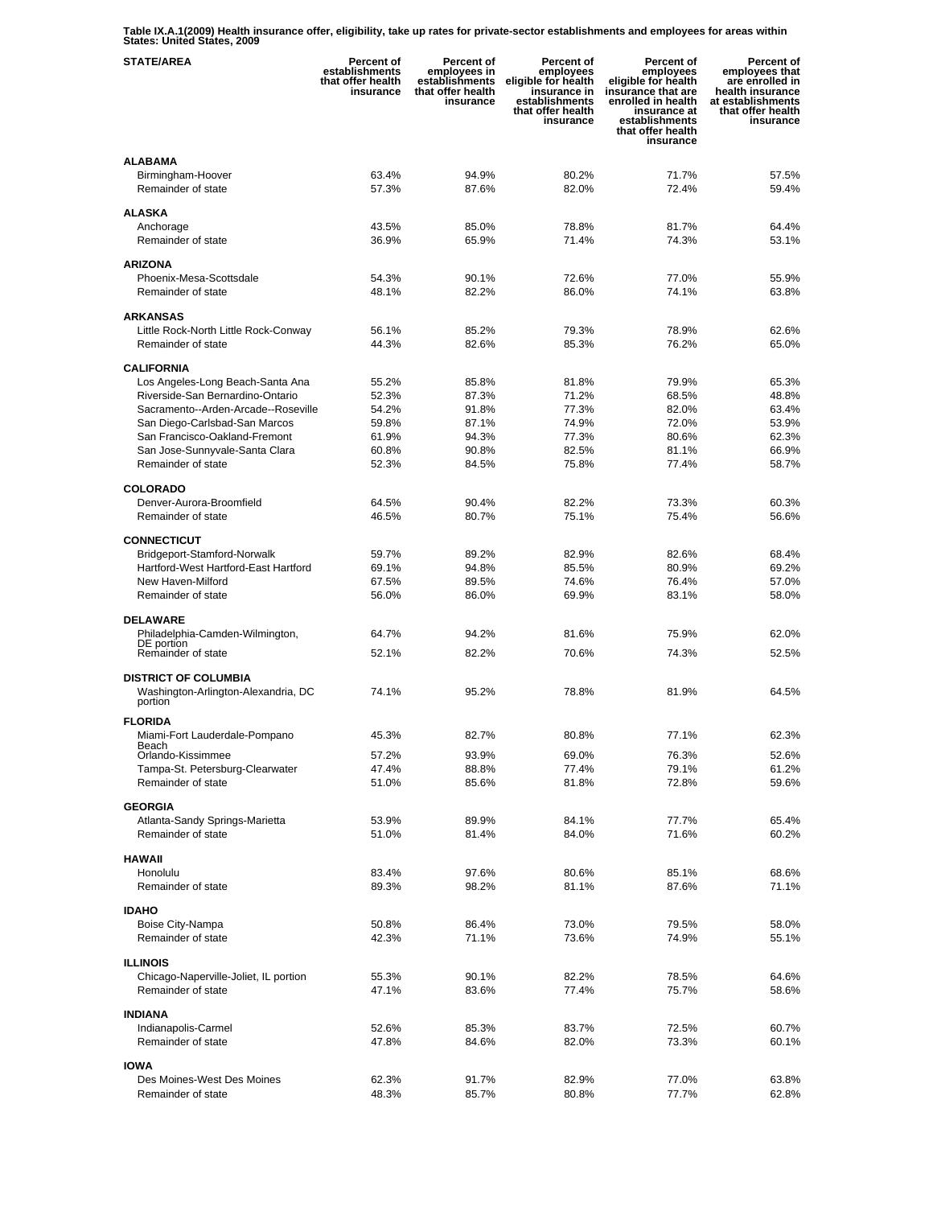**Table IX.A.1(2009) Health insurance offer, eligibility, take up rates for private-sector establishments and employees for areas within States: United States, 2009**

| STATE/AREA | Percent of establishments that offer health insurance | Percent of employees in establishments that offer health insurance | Percent of employees eligible for health insurance in establishments that offer health insurance | Percent of employees eligible for health insurance that are enrolled in health insurance at establishments that offer health insurance | Percent of employees that are enrolled in health insurance at establishments that offer health insurance |
|---|---|---|---|---|---|
| **ALABAMA** | | | | | |
| Birmingham-Hoover | 63.4% | 94.9% | 80.2% | 71.7% | 57.5% |
| Remainder of state | 57.3% | 87.6% | 82.0% | 72.4% | 59.4% |
| **ALASKA** | | | | | |
| Anchorage | 43.5% | 85.0% | 78.8% | 81.7% | 64.4% |
| Remainder of state | 36.9% | 65.9% | 71.4% | 74.3% | 53.1% |
| **ARIZONA** | | | | | |
| Phoenix-Mesa-Scottsdale | 54.3% | 90.1% | 72.6% | 77.0% | 55.9% |
| Remainder of state | 48.1% | 82.2% | 86.0% | 74.1% | 63.8% |
| **ARKANSAS** | | | | | |
| Little Rock-North Little Rock-Conway | 56.1% | 85.2% | 79.3% | 78.9% | 62.6% |
| Remainder of state | 44.3% | 82.6% | 85.3% | 76.2% | 65.0% |
| **CALIFORNIA** | | | | | |
| Los Angeles-Long Beach-Santa Ana | 55.2% | 85.8% | 81.8% | 79.9% | 65.3% |
| Riverside-San Bernardino-Ontario | 52.3% | 87.3% | 71.2% | 68.5% | 48.8% |
| Sacramento--Arden-Arcade--Roseville | 54.2% | 91.8% | 77.3% | 82.0% | 63.4% |
| San Diego-Carlsbad-San Marcos | 59.8% | 87.1% | 74.9% | 72.0% | 53.9% |
| San Francisco-Oakland-Fremont | 61.9% | 94.3% | 77.3% | 80.6% | 62.3% |
| San Jose-Sunnyvale-Santa Clara | 60.8% | 90.8% | 82.5% | 81.1% | 66.9% |
| Remainder of state | 52.3% | 84.5% | 75.8% | 77.4% | 58.7% |
| **COLORADO** | | | | | |
| Denver-Aurora-Broomfield | 64.5% | 90.4% | 82.2% | 73.3% | 60.3% |
| Remainder of state | 46.5% | 80.7% | 75.1% | 75.4% | 56.6% |
| **CONNECTICUT** | | | | | |
| Bridgeport-Stamford-Norwalk | 59.7% | 89.2% | 82.9% | 82.6% | 68.4% |
| Hartford-West Hartford-East Hartford | 69.1% | 94.8% | 85.5% | 80.9% | 69.2% |
| New Haven-Milford | 67.5% | 89.5% | 74.6% | 76.4% | 57.0% |
| Remainder of state | 56.0% | 86.0% | 69.9% | 83.1% | 58.0% |
| **DELAWARE** | | | | | |
| Philadelphia-Camden-Wilmington, DE portion | 64.7% | 94.2% | 81.6% | 75.9% | 62.0% |
| Remainder of state | 52.1% | 82.2% | 70.6% | 74.3% | 52.5% |
| **DISTRICT OF COLUMBIA** | | | | | |
| Washington-Arlington-Alexandria, DC portion | 74.1% | 95.2% | 78.8% | 81.9% | 64.5% |
| **FLORIDA** | | | | | |
| Miami-Fort Lauderdale-Pompano Beach | 45.3% | 82.7% | 80.8% | 77.1% | 62.3% |
| Orlando-Kissimmee | 57.2% | 93.9% | 69.0% | 76.3% | 52.6% |
| Tampa-St. Petersburg-Clearwater | 47.4% | 88.8% | 77.4% | 79.1% | 61.2% |
| Remainder of state | 51.0% | 85.6% | 81.8% | 72.8% | 59.6% |
| **GEORGIA** | | | | | |
| Atlanta-Sandy Springs-Marietta | 53.9% | 89.9% | 84.1% | 77.7% | 65.4% |
| Remainder of state | 51.0% | 81.4% | 84.0% | 71.6% | 60.2% |
| **HAWAII** | | | | | |
| Honolulu | 83.4% | 97.6% | 80.6% | 85.1% | 68.6% |
| Remainder of state | 89.3% | 98.2% | 81.1% | 87.6% | 71.1% |
| **IDAHO** | | | | | |
| Boise City-Nampa | 50.8% | 86.4% | 73.0% | 79.5% | 58.0% |
| Remainder of state | 42.3% | 71.1% | 73.6% | 74.9% | 55.1% |
| **ILLINOIS** | | | | | |
| Chicago-Naperville-Joliet, IL portion | 55.3% | 90.1% | 82.2% | 78.5% | 64.6% |
| Remainder of state | 47.1% | 83.6% | 77.4% | 75.7% | 58.6% |
| **INDIANA** | | | | | |
| Indianapolis-Carmel | 52.6% | 85.3% | 83.7% | 72.5% | 60.7% |
| Remainder of state | 47.8% | 84.6% | 82.0% | 73.3% | 60.1% |
| **IOWA** | | | | | |
| Des Moines-West Des Moines | 62.3% | 91.7% | 82.9% | 77.0% | 63.8% |
| Remainder of state | 48.3% | 85.7% | 80.8% | 77.7% | 62.8% |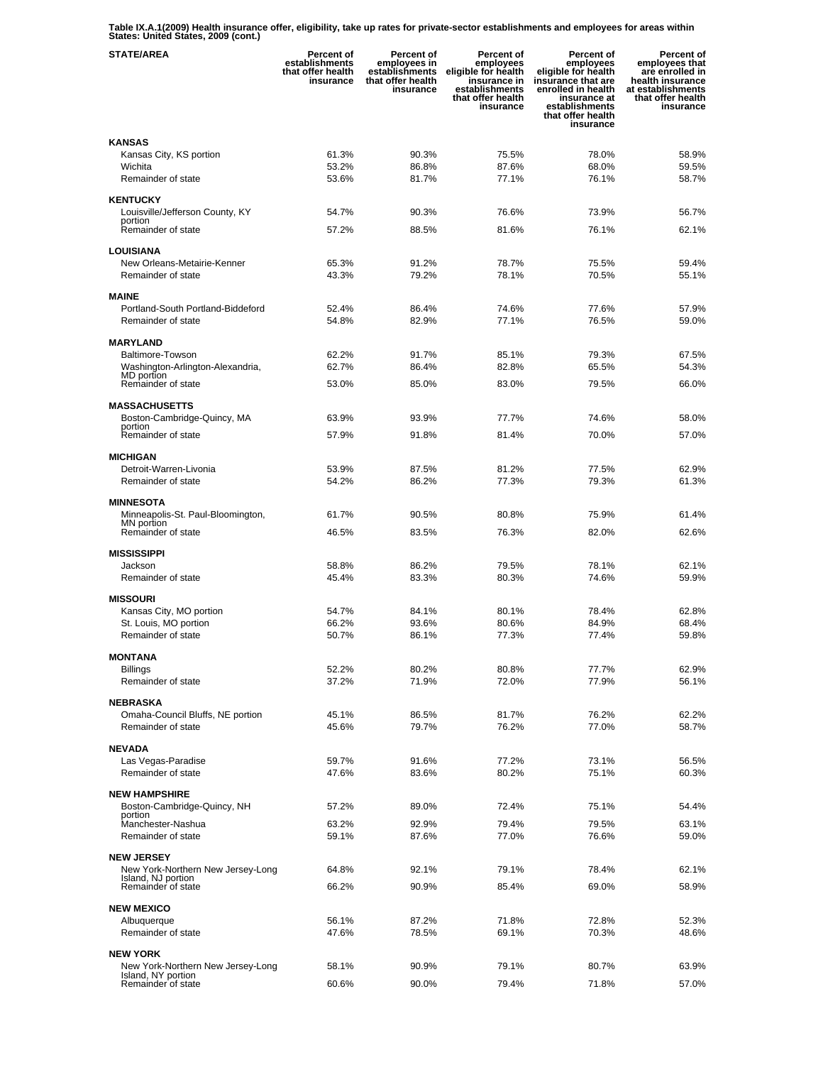**Table IX.A.1(2009) Health insurance offer, eligibility, take up rates for private-sector establishments and employees for areas within States: United States, 2009 (cont.)**

| STATE/AREA | Percent of establishments that offer health insurance | Percent of employees in establishments that offer health insurance | Percent of employees eligible for health insurance in establishments that offer health insurance | Percent of employees eligible for health insurance that are enrolled in health insurance at establishments that offer health insurance | Percent of employees that are enrolled in health insurance at establishments that offer health insurance |
|---|---|---|---|---|---|
| **KANSAS** | | | | | |
| Kansas City, KS portion | 61.3% | 90.3% | 75.5% | 78.0% | 58.9% |
| Wichita | 53.2% | 86.8% | 87.6% | 68.0% | 59.5% |
| Remainder of state | 53.6% | 81.7% | 77.1% | 76.1% | 58.7% |
| **KENTUCKY** | | | | | |
| Louisville/Jefferson County, KY portion | 54.7% | 90.3% | 76.6% | 73.9% | 56.7% |
| Remainder of state | 57.2% | 88.5% | 81.6% | 76.1% | 62.1% |
| **LOUISIANA** | | | | | |
| New Orleans-Metairie-Kenner | 65.3% | 91.2% | 78.7% | 75.5% | 59.4% |
| Remainder of state | 43.3% | 79.2% | 78.1% | 70.5% | 55.1% |
| **MAINE** | | | | | |
| Portland-South Portland-Biddeford | 52.4% | 86.4% | 74.6% | 77.6% | 57.9% |
| Remainder of state | 54.8% | 82.9% | 77.1% | 76.5% | 59.0% |
| **MARYLAND** | | | | | |
| Baltimore-Towson | 62.2% | 91.7% | 85.1% | 79.3% | 67.5% |
| Washington-Arlington-Alexandria, MD portion | 62.7% | 86.4% | 82.8% | 65.5% | 54.3% |
| Remainder of state | 53.0% | 85.0% | 83.0% | 79.5% | 66.0% |
| **MASSACHUSETTS** | | | | | |
| Boston-Cambridge-Quincy, MA portion | 63.9% | 93.9% | 77.7% | 74.6% | 58.0% |
| Remainder of state | 57.9% | 91.8% | 81.4% | 70.0% | 57.0% |
| **MICHIGAN** | | | | | |
| Detroit-Warren-Livonia | 53.9% | 87.5% | 81.2% | 77.5% | 62.9% |
| Remainder of state | 54.2% | 86.2% | 77.3% | 79.3% | 61.3% |
| **MINNESOTA** | | | | | |
| Minneapolis-St. Paul-Bloomington, MN portion | 61.7% | 90.5% | 80.8% | 75.9% | 61.4% |
| Remainder of state | 46.5% | 83.5% | 76.3% | 82.0% | 62.6% |
| **MISSISSIPPI** | | | | | |
| Jackson | 58.8% | 86.2% | 79.5% | 78.1% | 62.1% |
| Remainder of state | 45.4% | 83.3% | 80.3% | 74.6% | 59.9% |
| **MISSOURI** | | | | | |
| Kansas City, MO portion | 54.7% | 84.1% | 80.1% | 78.4% | 62.8% |
| St. Louis, MO portion | 66.2% | 93.6% | 80.6% | 84.9% | 68.4% |
| Remainder of state | 50.7% | 86.1% | 77.3% | 77.4% | 59.8% |
| **MONTANA** | | | | | |
| Billings | 52.2% | 80.2% | 80.8% | 77.7% | 62.9% |
| Remainder of state | 37.2% | 71.9% | 72.0% | 77.9% | 56.1% |
| **NEBRASKA** | | | | | |
| Omaha-Council Bluffs, NE portion | 45.1% | 86.5% | 81.7% | 76.2% | 62.2% |
| Remainder of state | 45.6% | 79.7% | 76.2% | 77.0% | 58.7% |
| **NEVADA** | | | | | |
| Las Vegas-Paradise | 59.7% | 91.6% | 77.2% | 73.1% | 56.5% |
| Remainder of state | 47.6% | 83.6% | 80.2% | 75.1% | 60.3% |
| **NEW HAMPSHIRE** | | | | | |
| Boston-Cambridge-Quincy, NH portion | 57.2% | 89.0% | 72.4% | 75.1% | 54.4% |
| Manchester-Nashua | 63.2% | 92.9% | 79.4% | 79.5% | 63.1% |
| Remainder of state | 59.1% | 87.6% | 77.0% | 76.6% | 59.0% |
| **NEW JERSEY** | | | | | |
| New York-Northern New Jersey-Long Island, NJ portion | 64.8% | 92.1% | 79.1% | 78.4% | 62.1% |
| Remainder of state | 66.2% | 90.9% | 85.4% | 69.0% | 58.9% |
| **NEW MEXICO** | | | | | |
| Albuquerque | 56.1% | 87.2% | 71.8% | 72.8% | 52.3% |
| Remainder of state | 47.6% | 78.5% | 69.1% | 70.3% | 48.6% |
| **NEW YORK** | | | | | |
| New York-Northern New Jersey-Long Island, NY portion | 58.1% | 90.9% | 79.1% | 80.7% | 63.9% |
| Remainder of state | 60.6% | 90.0% | 79.4% | 71.8% | 57.0% |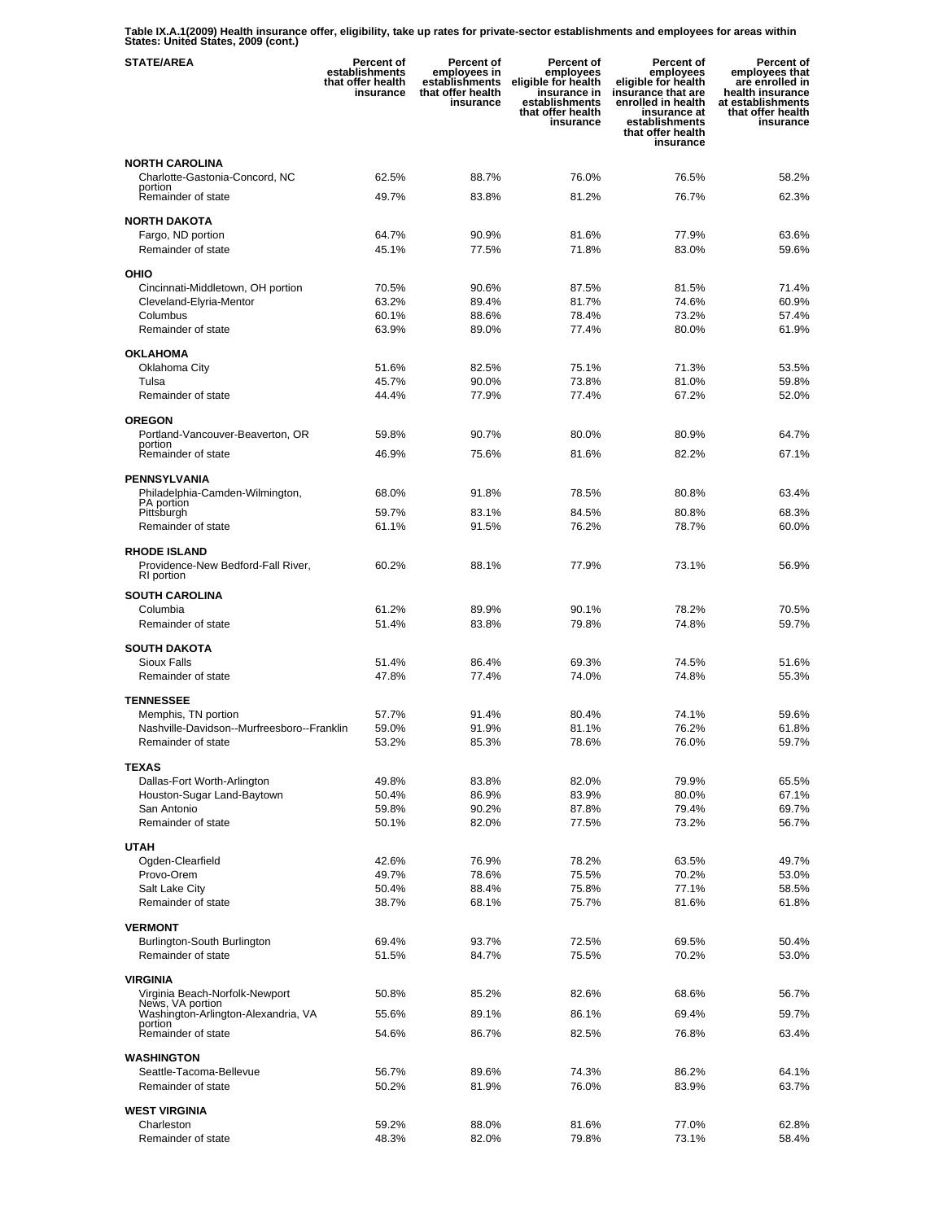**Table IX.A.1(2009) Health insurance offer, eligibility, take up rates for private-sector establishments and employees for areas within States: United States, 2009 (cont.)**

| STATE/AREA | Percent of establishments that offer health insurance | Percent of employees in establishments that offer health insurance | Percent of employees eligible for health insurance in establishments that offer health insurance | Percent of employees eligible for health insurance that are enrolled in health insurance at establishments that offer health insurance | Percent of employees that are enrolled in health insurance at establishments that offer health insurance |
|---|---|---|---|---|---|
| **NORTH CAROLINA** | | | | | |
| Charlotte-Gastonia-Concord, NC portion | 62.5% | 88.7% | 76.0% | 76.5% | 58.2% |
| Remainder of state | 49.7% | 83.8% | 81.2% | 76.7% | 62.3% |
| **NORTH DAKOTA** | | | | | |
| Fargo, ND portion | 64.7% | 90.9% | 81.6% | 77.9% | 63.6% |
| Remainder of state | 45.1% | 77.5% | 71.8% | 83.0% | 59.6% |
| **OHIO** | | | | | |
| Cincinnati-Middletown, OH portion | 70.5% | 90.6% | 87.5% | 81.5% | 71.4% |
| Cleveland-Elyria-Mentor | 63.2% | 89.4% | 81.7% | 74.6% | 60.9% |
| Columbus | 60.1% | 88.6% | 78.4% | 73.2% | 57.4% |
| Remainder of state | 63.9% | 89.0% | 77.4% | 80.0% | 61.9% |
| **OKLAHOMA** | | | | | |
| Oklahoma City | 51.6% | 82.5% | 75.1% | 71.3% | 53.5% |
| Tulsa | 45.7% | 90.0% | 73.8% | 81.0% | 59.8% |
| Remainder of state | 44.4% | 77.9% | 77.4% | 67.2% | 52.0% |
| **OREGON** | | | | | |
| Portland-Vancouver-Beaverton, OR portion | 59.8% | 90.7% | 80.0% | 80.9% | 64.7% |
| Remainder of state | 46.9% | 75.6% | 81.6% | 82.2% | 67.1% |
| **PENNSYLVANIA** | | | | | |
| Philadelphia-Camden-Wilmington, PA portion | 68.0% | 91.8% | 78.5% | 80.8% | 63.4% |
| Pittsburgh | 59.7% | 83.1% | 84.5% | 80.8% | 68.3% |
| Remainder of state | 61.1% | 91.5% | 76.2% | 78.7% | 60.0% |
| **RHODE ISLAND** | | | | | |
| Providence-New Bedford-Fall River, RI portion | 60.2% | 88.1% | 77.9% | 73.1% | 56.9% |
| **SOUTH CAROLINA** | | | | | |
| Columbia | 61.2% | 89.9% | 90.1% | 78.2% | 70.5% |
| Remainder of state | 51.4% | 83.8% | 79.8% | 74.8% | 59.7% |
| **SOUTH DAKOTA** | | | | | |
| Sioux Falls | 51.4% | 86.4% | 69.3% | 74.5% | 51.6% |
| Remainder of state | 47.8% | 77.4% | 74.0% | 74.8% | 55.3% |
| **TENNESSEE** | | | | | |
| Memphis, TN portion | 57.7% | 91.4% | 80.4% | 74.1% | 59.6% |
| Nashville-Davidson--Murfreesboro--Franklin | 59.0% | 91.9% | 81.1% | 76.2% | 61.8% |
| Remainder of state | 53.2% | 85.3% | 78.6% | 76.0% | 59.7% |
| **TEXAS** | | | | | |
| Dallas-Fort Worth-Arlington | 49.8% | 83.8% | 82.0% | 79.9% | 65.5% |
| Houston-Sugar Land-Baytown | 50.4% | 86.9% | 83.9% | 80.0% | 67.1% |
| San Antonio | 59.8% | 90.2% | 87.8% | 79.4% | 69.7% |
| Remainder of state | 50.1% | 82.0% | 77.5% | 73.2% | 56.7% |
| **UTAH** | | | | | |
| Ogden-Clearfield | 42.6% | 76.9% | 78.2% | 63.5% | 49.7% |
| Provo-Orem | 49.7% | 78.6% | 75.5% | 70.2% | 53.0% |
| Salt Lake City | 50.4% | 88.4% | 75.8% | 77.1% | 58.5% |
| Remainder of state | 38.7% | 68.1% | 75.7% | 81.6% | 61.8% |
| **VERMONT** | | | | | |
| Burlington-South Burlington | 69.4% | 93.7% | 72.5% | 69.5% | 50.4% |
| Remainder of state | 51.5% | 84.7% | 75.5% | 70.2% | 53.0% |
| **VIRGINIA** | | | | | |
| Virginia Beach-Norfolk-Newport News, VA portion | 50.8% | 85.2% | 82.6% | 68.6% | 56.7% |
| Washington-Arlington-Alexandria, VA portion | 55.6% | 89.1% | 86.1% | 69.4% | 59.7% |
| Remainder of state | 54.6% | 86.7% | 82.5% | 76.8% | 63.4% |
| **WASHINGTON** | | | | | |
| Seattle-Tacoma-Bellevue | 56.7% | 89.6% | 74.3% | 86.2% | 64.1% |
| Remainder of state | 50.2% | 81.9% | 76.0% | 83.9% | 63.7% |
| **WEST VIRGINIA** | | | | | |
| Charleston | 59.2% | 88.0% | 81.6% | 77.0% | 62.8% |
| Remainder of state | 48.3% | 82.0% | 79.8% | 73.1% | 58.4% |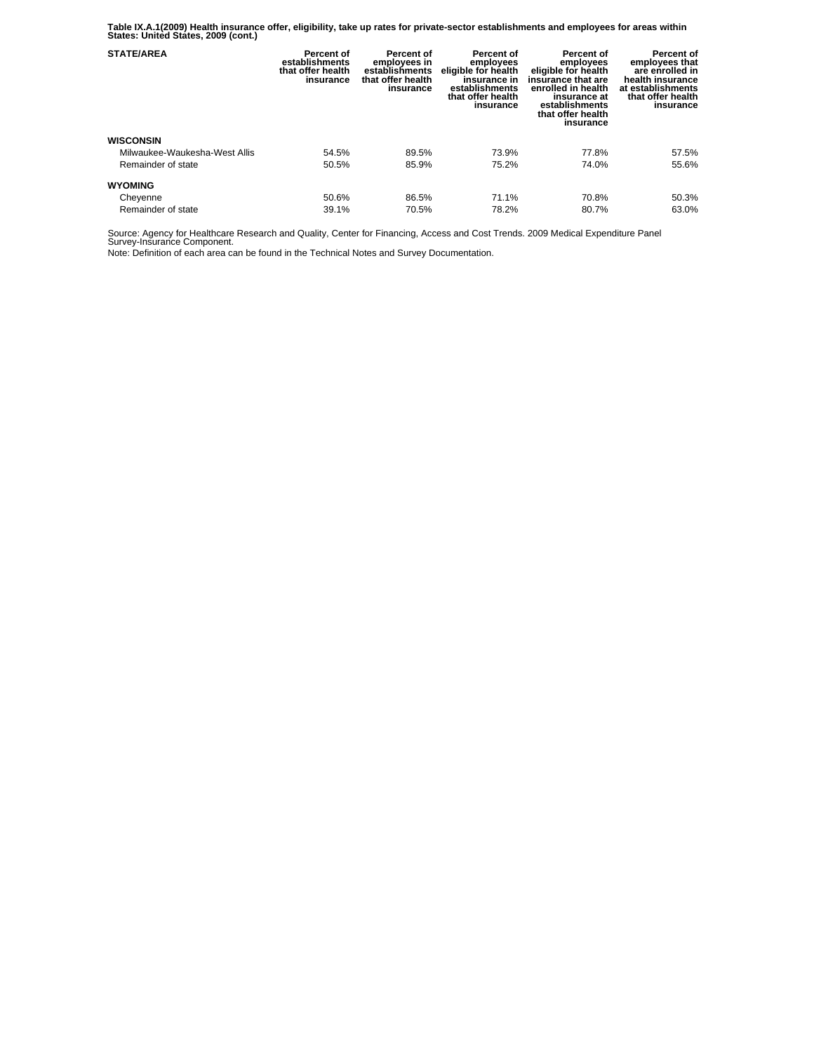**Table IX.A.1(2009) Health insurance offer, eligibility, take up rates for private-sector establishments and employees for areas within States: United States, 2009 (cont.)**

| STATE/AREA | Percent of establishments that offer health insurance | Percent of employees in establishments that offer health insurance | Percent of employees eligible for health insurance in establishments that offer health insurance | Percent of employees eligible for health insurance that are enrolled in health insurance at establishments that offer health insurance | Percent of employees that are enrolled in health insurance at establishments that offer health insurance |
|---|---|---|---|---|---|
| **WISCONSIN** | | | | | |
| Milwaukee-Waukesha-West Allis | 54.5% | 89.5% | 73.9% | 77.8% | 57.5% |
| Remainder of state | 50.5% | 85.9% | 75.2% | 74.0% | 55.6% |
| **WYOMING** | | | | | |
| Cheyenne | 50.6% | 86.5% | 71.1% | 70.8% | 50.3% |
| Remainder of state | 39.1% | 70.5% | 78.2% | 80.7% | 63.0% |

Source: Agency for Healthcare Research and Quality, Center for Financing, Access and Cost Trends. 2009 Medical Expenditure Panel Survey-Insurance Component.

Note: Definition of each area can be found in the Technical Notes and Survey Documentation.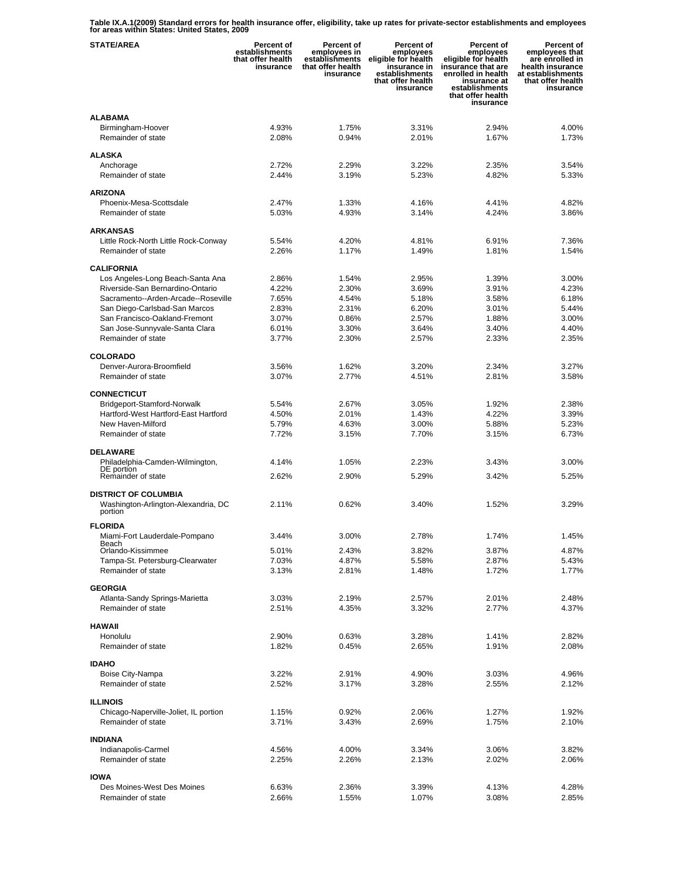**Table IX.A.1(2009) Standard errors for health insurance offer, eligibility, take up rates for private-sector establishments and employees for areas within States: United States, 2009**

| STATE/AREA | Percent of establishments that offer health insurance | Percent of employees in establishments that offer health insurance | Percent of employees eligible for health insurance in establishments that offer health insurance | Percent of employees eligible for health insurance that are enrolled in health insurance at establishments that offer health insurance | Percent of employees that are enrolled in health insurance at establishments that offer health insurance |
|---|---|---|---|---|---|
| **ALABAMA** | | | | | |
| Birmingham-Hoover | 4.93% | 1.75% | 3.31% | 2.94% | 4.00% |
| Remainder of state | 2.08% | 0.94% | 2.01% | 1.67% | 1.73% |
| **ALASKA** | | | | | |
| Anchorage | 2.72% | 2.29% | 3.22% | 2.35% | 3.54% |
| Remainder of state | 2.44% | 3.19% | 5.23% | 4.82% | 5.33% |
| **ARIZONA** | | | | | |
| Phoenix-Mesa-Scottsdale | 2.47% | 1.33% | 4.16% | 4.41% | 4.82% |
| Remainder of state | 5.03% | 4.93% | 3.14% | 4.24% | 3.86% |
| **ARKANSAS** | | | | | |
| Little Rock-North Little Rock-Conway | 5.54% | 4.20% | 4.81% | 6.91% | 7.36% |
| Remainder of state | 2.26% | 1.17% | 1.49% | 1.81% | 1.54% |
| **CALIFORNIA** | | | | | |
| Los Angeles-Long Beach-Santa Ana | 2.86% | 1.54% | 2.95% | 1.39% | 3.00% |
| Riverside-San Bernardino-Ontario | 4.22% | 2.30% | 3.69% | 3.91% | 4.23% |
| Sacramento--Arden-Arcade--Roseville | 7.65% | 4.54% | 5.18% | 3.58% | 6.18% |
| San Diego-Carlsbad-San Marcos | 2.83% | 2.31% | 6.20% | 3.01% | 5.44% |
| San Francisco-Oakland-Fremont | 3.07% | 0.86% | 2.57% | 1.88% | 3.00% |
| San Jose-Sunnyvale-Santa Clara | 6.01% | 3.30% | 3.64% | 3.40% | 4.40% |
| Remainder of state | 3.77% | 2.30% | 2.57% | 2.33% | 2.35% |
| **COLORADO** | | | | | |
| Denver-Aurora-Broomfield | 3.56% | 1.62% | 3.20% | 2.34% | 3.27% |
| Remainder of state | 3.07% | 2.77% | 4.51% | 2.81% | 3.58% |
| **CONNECTICUT** | | | | | |
| Bridgeport-Stamford-Norwalk | 5.54% | 2.67% | 3.05% | 1.92% | 2.38% |
| Hartford-West Hartford-East Hartford | 4.50% | 2.01% | 1.43% | 4.22% | 3.39% |
| New Haven-Milford | 5.79% | 4.63% | 3.00% | 5.88% | 5.23% |
| Remainder of state | 7.72% | 3.15% | 7.70% | 3.15% | 6.73% |
| **DELAWARE** | | | | | |
| Philadelphia-Camden-Wilmington, DE portion | 4.14% | 1.05% | 2.23% | 3.43% | 3.00% |
| Remainder of state | 2.62% | 2.90% | 5.29% | 3.42% | 5.25% |
| **DISTRICT OF COLUMBIA** | | | | | |
| Washington-Arlington-Alexandria, DC portion | 2.11% | 0.62% | 3.40% | 1.52% | 3.29% |
| **FLORIDA** | | | | | |
| Miami-Fort Lauderdale-Pompano Beach | 3.44% | 3.00% | 2.78% | 1.74% | 1.45% |
| Orlando-Kissimmee | 5.01% | 2.43% | 3.82% | 3.87% | 4.87% |
| Tampa-St. Petersburg-Clearwater | 7.03% | 4.87% | 5.58% | 2.87% | 5.43% |
| Remainder of state | 3.13% | 2.81% | 1.48% | 1.72% | 1.77% |
| **GEORGIA** | | | | | |
| Atlanta-Sandy Springs-Marietta | 3.03% | 2.19% | 2.57% | 2.01% | 2.48% |
| Remainder of state | 2.51% | 4.35% | 3.32% | 2.77% | 4.37% |
| **HAWAII** | | | | | |
| Honolulu | 2.90% | 0.63% | 3.28% | 1.41% | 2.82% |
| Remainder of state | 1.82% | 0.45% | 2.65% | 1.91% | 2.08% |
| **IDAHO** | | | | | |
| Boise City-Nampa | 3.22% | 2.91% | 4.90% | 3.03% | 4.96% |
| Remainder of state | 2.52% | 3.17% | 3.28% | 2.55% | 2.12% |
| **ILLINOIS** | | | | | |
| Chicago-Naperville-Joliet, IL portion | 1.15% | 0.92% | 2.06% | 1.27% | 1.92% |
| Remainder of state | 3.71% | 3.43% | 2.69% | 1.75% | 2.10% |
| **INDIANA** | | | | | |
| Indianapolis-Carmel | 4.56% | 4.00% | 3.34% | 3.06% | 3.82% |
| Remainder of state | 2.25% | 2.26% | 2.13% | 2.02% | 2.06% |
| **IOWA** | | | | | |
| Des Moines-West Des Moines | 6.63% | 2.36% | 3.39% | 4.13% | 4.28% |
| Remainder of state | 2.66% | 1.55% | 1.07% | 3.08% | 2.85% |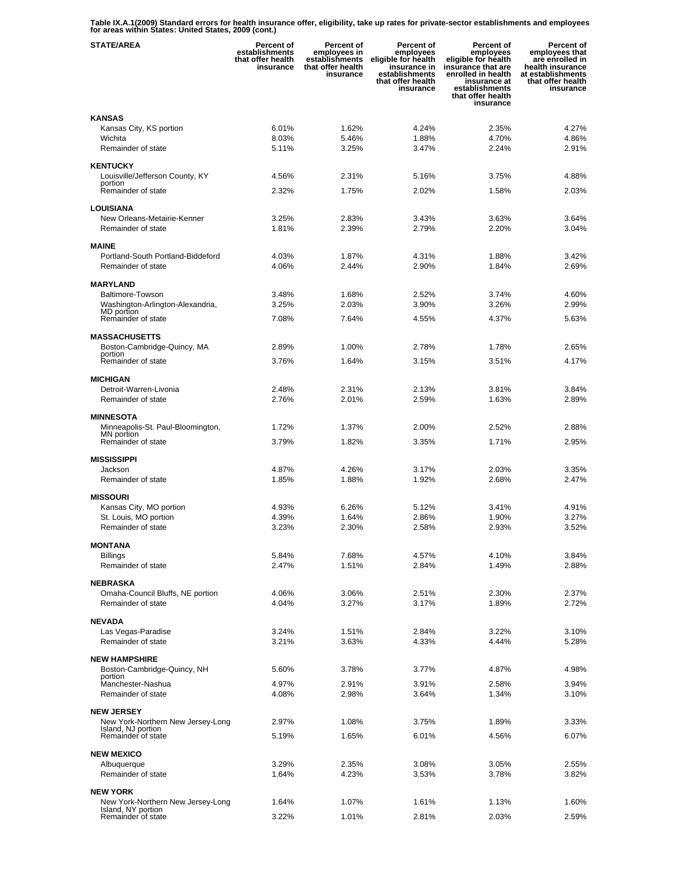**Table IX.A.1(2009) Standard errors for health insurance offer, eligibility, take up rates for private-sector establishments and employees for areas within States: United States, 2009 (cont.)**

| STATE/AREA | Percent of establishments that offer health insurance | Percent of employees in establishments that offer health insurance | Percent of employees eligible for health insurance in establishments that offer health insurance | Percent of employees eligible for health insurance that are enrolled in health insurance at establishments that offer health insurance | Percent of employees that are enrolled in health insurance at establishments that offer health insurance |
|---|---|---|---|---|---|
| **KANSAS** | | | | | |
| Kansas City, KS portion | 6.01% | 1.62% | 4.24% | 2.35% | 4.27% |
| Wichita | 8.03% | 5.46% | 1.88% | 4.70% | 4.86% |
| Remainder of state | 5.11% | 3.25% | 3.47% | 2.24% | 2.91% |
| **KENTUCKY** | | | | | |
| Louisville/Jefferson County, KY portion | 4.56% | 2.31% | 5.16% | 3.75% | 4.88% |
| Remainder of state | 2.32% | 1.75% | 2.02% | 1.58% | 2.03% |
| **LOUISIANA** | | | | | |
| New Orleans-Metairie-Kenner | 3.25% | 2.83% | 3.43% | 3.63% | 3.64% |
| Remainder of state | 1.81% | 2.39% | 2.79% | 2.20% | 3.04% |
| **MAINE** | | | | | |
| Portland-South Portland-Biddeford | 4.03% | 1.87% | 4.31% | 1.88% | 3.42% |
| Remainder of state | 4.06% | 2.44% | 2.90% | 1.84% | 2.69% |
| **MARYLAND** | | | | | |
| Baltimore-Towson | 3.48% | 1.68% | 2.52% | 3.74% | 4.60% |
| Washington-Arlington-Alexandria, MD portion | 3.25% | 2.03% | 3.90% | 3.26% | 2.99% |
| Remainder of state | 7.08% | 7.64% | 4.55% | 4.37% | 5.63% |
| **MASSACHUSETTS** | | | | | |
| Boston-Cambridge-Quincy, MA portion | 2.89% | 1.00% | 2.78% | 1.78% | 2.65% |
| Remainder of state | 3.76% | 1.64% | 3.15% | 3.51% | 4.17% |
| **MICHIGAN** | | | | | |
| Detroit-Warren-Livonia | 2.48% | 2.31% | 2.13% | 3.81% | 3.84% |
| Remainder of state | 2.76% | 2.01% | 2.59% | 1.63% | 2.89% |
| **MINNESOTA** | | | | | |
| Minneapolis-St. Paul-Bloomington, MN portion | 1.72% | 1.37% | 2.00% | 2.52% | 2.88% |
| Remainder of state | 3.79% | 1.82% | 3.35% | 1.71% | 2.95% |
| **MISSISSIPPI** | | | | | |
| Jackson | 4.87% | 4.26% | 3.17% | 2.03% | 3.35% |
| Remainder of state | 1.85% | 1.88% | 1.92% | 2.68% | 2.47% |
| **MISSOURI** | | | | | |
| Kansas City, MO portion | 4.93% | 6.26% | 5.12% | 3.41% | 4.91% |
| St. Louis, MO portion | 4.39% | 1.64% | 2.86% | 1.90% | 3.27% |
| Remainder of state | 3.23% | 2.30% | 2.58% | 2.93% | 3.52% |
| **MONTANA** | | | | | |
| Billings | 5.84% | 7.68% | 4.57% | 4.10% | 3.84% |
| Remainder of state | 2.47% | 1.51% | 2.84% | 1.49% | 2.88% |
| **NEBRASKA** | | | | | |
| Omaha-Council Bluffs, NE portion | 4.06% | 3.06% | 2.51% | 2.30% | 2.37% |
| Remainder of state | 4.04% | 3.27% | 3.17% | 1.89% | 2.72% |
| **NEVADA** | | | | | |
| Las Vegas-Paradise | 3.24% | 1.51% | 2.84% | 3.22% | 3.10% |
| Remainder of state | 3.21% | 3.63% | 4.33% | 4.44% | 5.28% |
| **NEW HAMPSHIRE** | | | | | |
| Boston-Cambridge-Quincy, NH portion | 5.60% | 3.78% | 3.77% | 4.87% | 4.98% |
| Manchester-Nashua | 4.97% | 2.91% | 3.91% | 2.58% | 3.94% |
| Remainder of state | 4.08% | 2.98% | 3.64% | 1.34% | 3.10% |
| **NEW JERSEY** | | | | | |
| New York-Northern New Jersey-Long Island, NJ portion | 2.97% | 1.08% | 3.75% | 1.89% | 3.33% |
| Remainder of state | 5.19% | 1.65% | 6.01% | 4.56% | 6.07% |
| **NEW MEXICO** | | | | | |
| Albuquerque | 3.29% | 2.35% | 3.08% | 3.05% | 2.55% |
| Remainder of state | 1.64% | 4.23% | 3.53% | 3.78% | 3.82% |
| **NEW YORK** | | | | | |
| New York-Northern New Jersey-Long Island, NY portion | 1.64% | 1.07% | 1.61% | 1.13% | 1.60% |
| Remainder of state | 3.22% | 1.01% | 2.81% | 2.03% | 2.59% |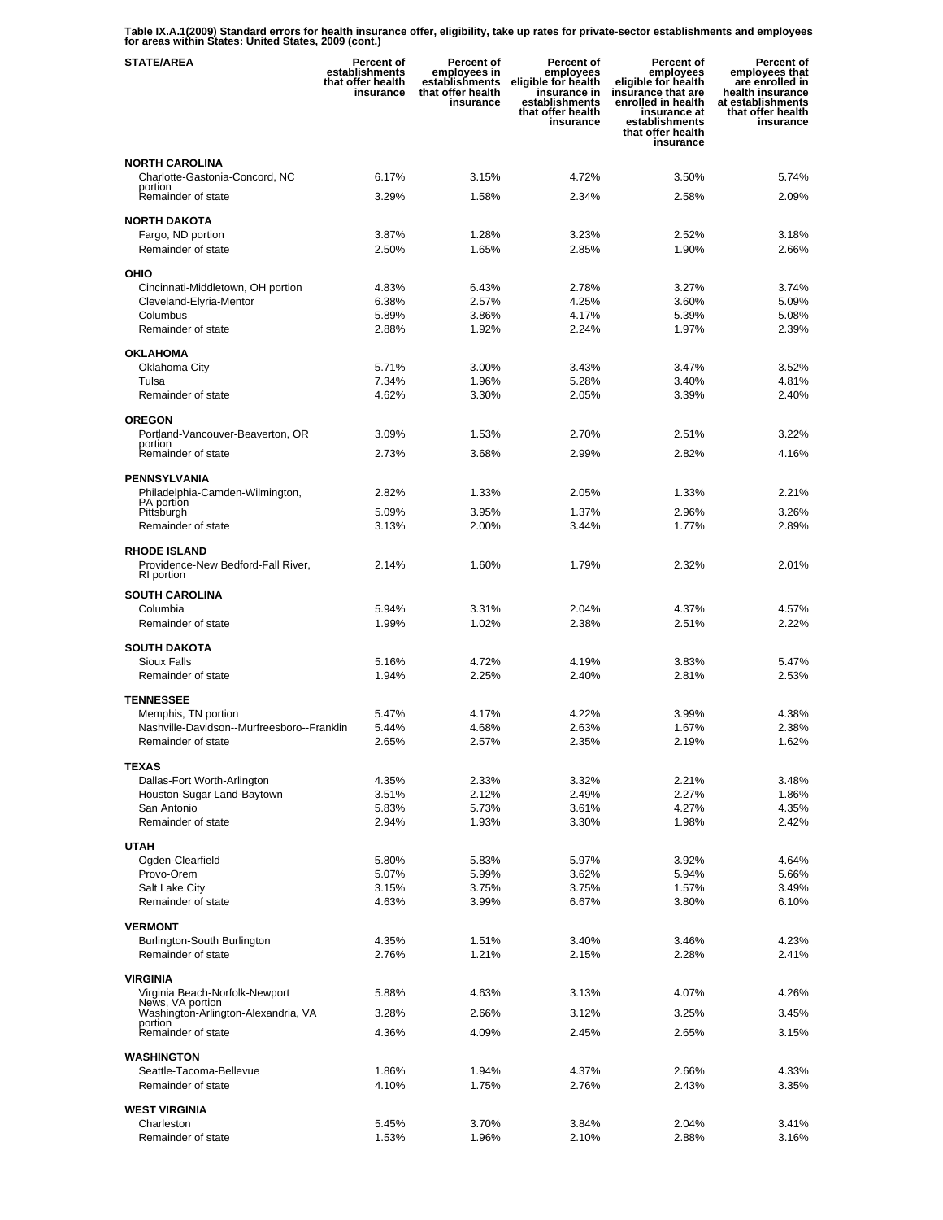**Table IX.A.1(2009) Standard errors for health insurance offer, eligibility, take up rates for private-sector establishments and employees for areas within States: United States, 2009 (cont.)**

| STATE/AREA | Percent of establishments that offer health insurance | Percent of employees in establishments that offer health insurance | Percent of employees eligible for health insurance in establishments that offer health insurance | Percent of employees eligible for health insurance that are enrolled in health insurance at establishments that offer health insurance | Percent of employees that are enrolled in health insurance at establishments that offer health insurance |
|---|---|---|---|---|---|
| **NORTH CAROLINA** | | | | | |
| Charlotte-Gastonia-Concord, NC portion | 6.17% | 3.15% | 4.72% | 3.50% | 5.74% |
| Remainder of state | 3.29% | 1.58% | 2.34% | 2.58% | 2.09% |
| **NORTH DAKOTA** | | | | | |
| Fargo, ND portion | 3.87% | 1.28% | 3.23% | 2.52% | 3.18% |
| Remainder of state | 2.50% | 1.65% | 2.85% | 1.90% | 2.66% |
| **OHIO** | | | | | |
| Cincinnati-Middletown, OH portion | 4.83% | 6.43% | 2.78% | 3.27% | 3.74% |
| Cleveland-Elyria-Mentor | 6.38% | 2.57% | 4.25% | 3.60% | 5.09% |
| Columbus | 5.89% | 3.86% | 4.17% | 5.39% | 5.08% |
| Remainder of state | 2.88% | 1.92% | 2.24% | 1.97% | 2.39% |
| **OKLAHOMA** | | | | | |
| Oklahoma City | 5.71% | 3.00% | 3.43% | 3.47% | 3.52% |
| Tulsa | 7.34% | 1.96% | 5.28% | 3.40% | 4.81% |
| Remainder of state | 4.62% | 3.30% | 2.05% | 3.39% | 2.40% |
| **OREGON** | | | | | |
| Portland-Vancouver-Beaverton, OR portion | 3.09% | 1.53% | 2.70% | 2.51% | 3.22% |
| Remainder of state | 2.73% | 3.68% | 2.99% | 2.82% | 4.16% |
| **PENNSYLVANIA** | | | | | |
| Philadelphia-Camden-Wilmington, PA portion | 2.82% | 1.33% | 2.05% | 1.33% | 2.21% |
| Pittsburgh | 5.09% | 3.95% | 1.37% | 2.96% | 3.26% |
| Remainder of state | 3.13% | 2.00% | 3.44% | 1.77% | 2.89% |
| **RHODE ISLAND** | | | | | |
| Providence-New Bedford-Fall River, RI portion | 2.14% | 1.60% | 1.79% | 2.32% | 2.01% |
| **SOUTH CAROLINA** | | | | | |
| Columbia | 5.94% | 3.31% | 2.04% | 4.37% | 4.57% |
| Remainder of state | 1.99% | 1.02% | 2.38% | 2.51% | 2.22% |
| **SOUTH DAKOTA** | | | | | |
| Sioux Falls | 5.16% | 4.72% | 4.19% | 3.83% | 5.47% |
| Remainder of state | 1.94% | 2.25% | 2.40% | 2.81% | 2.53% |
| **TENNESSEE** | | | | | |
| Memphis, TN portion | 5.47% | 4.17% | 4.22% | 3.99% | 4.38% |
| Nashville-Davidson--Murfreesboro--Franklin | 5.44% | 4.68% | 2.63% | 1.67% | 2.38% |
| Remainder of state | 2.65% | 2.57% | 2.35% | 2.19% | 1.62% |
| **TEXAS** | | | | | |
| Dallas-Fort Worth-Arlington | 4.35% | 2.33% | 3.32% | 2.21% | 3.48% |
| Houston-Sugar Land-Baytown | 3.51% | 2.12% | 2.49% | 2.27% | 1.86% |
| San Antonio | 5.83% | 5.73% | 3.61% | 4.27% | 4.35% |
| Remainder of state | 2.94% | 1.93% | 3.30% | 1.98% | 2.42% |
| **UTAH** | | | | | |
| Ogden-Clearfield | 5.80% | 5.83% | 5.97% | 3.92% | 4.64% |
| Provo-Orem | 5.07% | 5.99% | 3.62% | 5.94% | 5.66% |
| Salt Lake City | 3.15% | 3.75% | 3.75% | 1.57% | 3.49% |
| Remainder of state | 4.63% | 3.99% | 6.67% | 3.80% | 6.10% |
| **VERMONT** | | | | | |
| Burlington-South Burlington | 4.35% | 1.51% | 3.40% | 3.46% | 4.23% |
| Remainder of state | 2.76% | 1.21% | 2.15% | 2.28% | 2.41% |
| **VIRGINIA** | | | | | |
| Virginia Beach-Norfolk-Newport News, VA portion | 5.88% | 4.63% | 3.13% | 4.07% | 4.26% |
| Washington-Arlington-Alexandria, VA portion | 3.28% | 2.66% | 3.12% | 3.25% | 3.45% |
| Remainder of state | 4.36% | 4.09% | 2.45% | 2.65% | 3.15% |
| **WASHINGTON** | | | | | |
| Seattle-Tacoma-Bellevue | 1.86% | 1.94% | 4.37% | 2.66% | 4.33% |
| Remainder of state | 4.10% | 1.75% | 2.76% | 2.43% | 3.35% |
| **WEST VIRGINIA** | | | | | |
| Charleston | 5.45% | 3.70% | 3.84% | 2.04% | 3.41% |
| Remainder of state | 1.53% | 1.96% | 2.10% | 2.88% | 3.16% |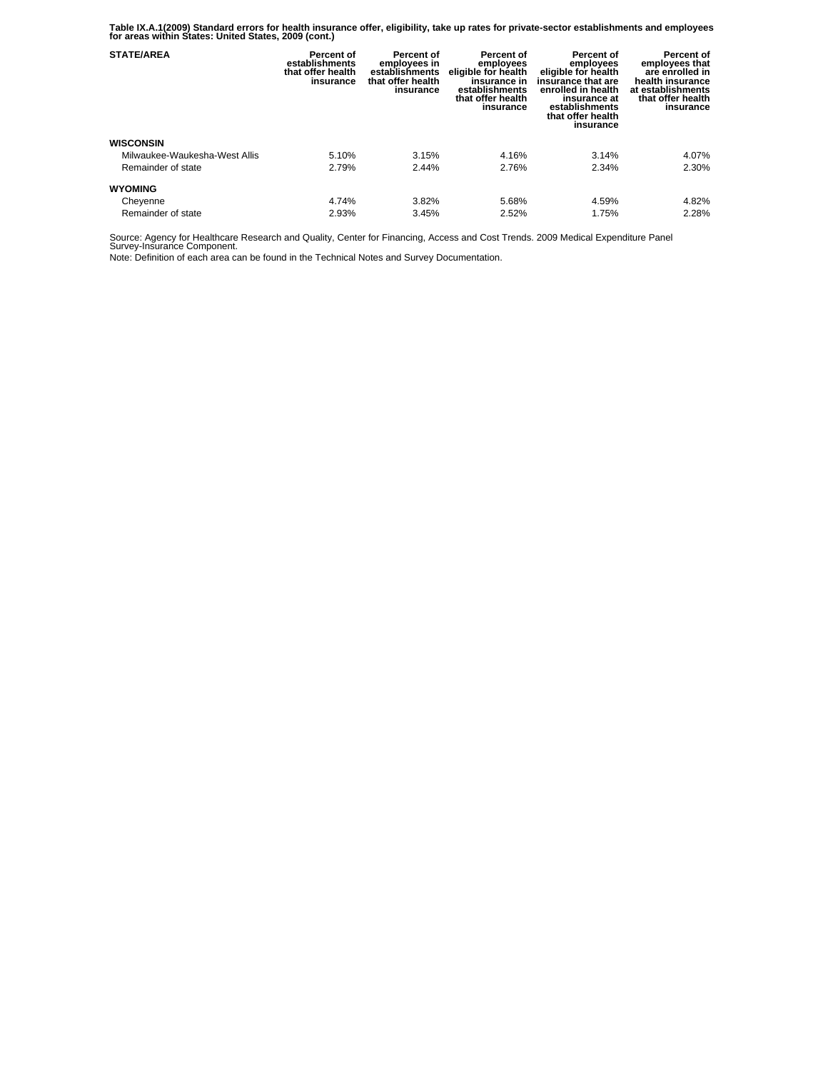**Table IX.A.1(2009) Standard errors for health insurance offer, eligibility, take up rates for private-sector establishments and employees for areas within States: United States, 2009 (cont.)**

| STATE/AREA | Percent of establishments that offer health insurance | Percent of employees in establishments that offer health insurance | Percent of employees eligible for health insurance in establishments that offer health insurance | Percent of employees eligible for health insurance that are enrolled in health insurance at establishments that offer health insurance | Percent of employees that are enrolled in health insurance at establishments that offer health insurance |
|---|---|---|---|---|---|
| **WISCONSIN** | | | | | |
| Milwaukee-Waukesha-West Allis | 5.10% | 3.15% | 4.16% | 3.14% | 4.07% |
| Remainder of state | 2.79% | 2.44% | 2.76% | 2.34% | 2.30% |
| **WYOMING** | | | | | |
| Cheyenne | 4.74% | 3.82% | 5.68% | 4.59% | 4.82% |
| Remainder of state | 2.93% | 3.45% | 2.52% | 1.75% | 2.28% |

Source: Agency for Healthcare Research and Quality, Center for Financing, Access and Cost Trends. 2009 Medical Expenditure Panel Survey-Insurance Component.

Note: Definition of each area can be found in the Technical Notes and Survey Documentation.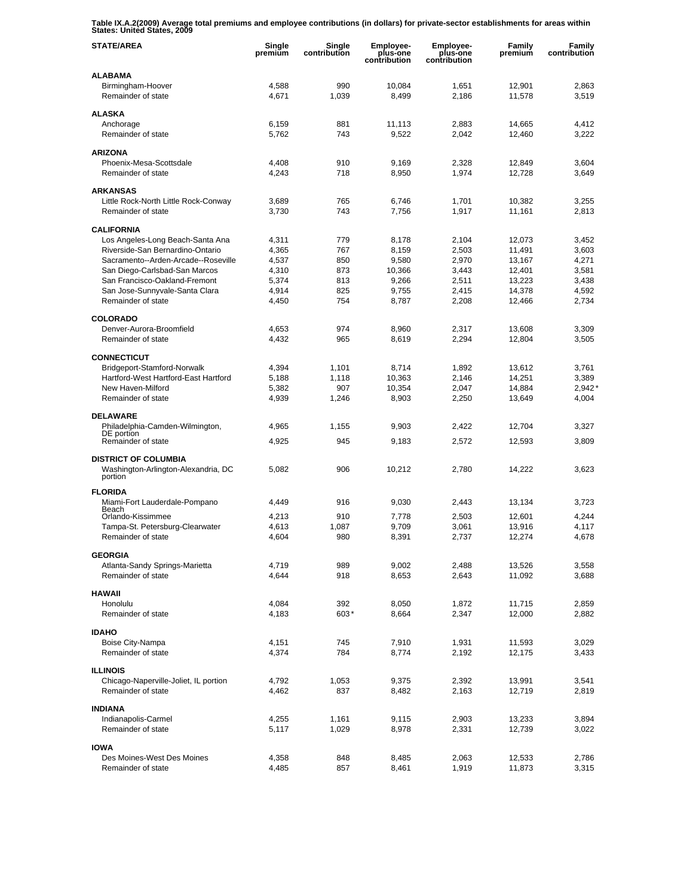**Table IX.A.2(2009) Average total premiums and employee contributions (in dollars) for private-sector establishments for areas within States: United States, 2009**

| STATE/AREA | Single premium | Single contribution | Employee-plus-one contribution | Employee-plus-one contribution | Family premium | Family contribution |
|---|---|---|---|---|---|---|
| **ALABAMA** | | | | | | |
| Birmingham-Hoover | 4,588 | 990 | 10,084 | 1,651 | 12,901 | 2,863 |
| Remainder of state | 4,671 | 1,039 | 8,499 | 2,186 | 11,578 | 3,519 |
| **ALASKA** | | | | | | |
| Anchorage | 6,159 | 881 | 11,113 | 2,883 | 14,665 | 4,412 |
| Remainder of state | 5,762 | 743 | 9,522 | 2,042 | 12,460 | 3,222 |
| **ARIZONA** | | | | | | |
| Phoenix-Mesa-Scottsdale | 4,408 | 910 | 9,169 | 2,328 | 12,849 | 3,604 |
| Remainder of state | 4,243 | 718 | 8,950 | 1,974 | 12,728 | 3,649 |
| **ARKANSAS** | | | | | | |
| Little Rock-North Little Rock-Conway | 3,689 | 765 | 6,746 | 1,701 | 10,382 | 3,255 |
| Remainder of state | 3,730 | 743 | 7,756 | 1,917 | 11,161 | 2,813 |
| **CALIFORNIA** | | | | | | |
| Los Angeles-Long Beach-Santa Ana | 4,311 | 779 | 8,178 | 2,104 | 12,073 | 3,452 |
| Riverside-San Bernardino-Ontario | 4,365 | 767 | 8,159 | 2,503 | 11,491 | 3,603 |
| Sacramento--Arden-Arcade--Roseville | 4,537 | 850 | 9,580 | 2,970 | 13,167 | 4,271 |
| San Diego-Carlsbad-San Marcos | 4,310 | 873 | 10,366 | 3,443 | 12,401 | 3,581 |
| San Francisco-Oakland-Fremont | 5,374 | 813 | 9,266 | 2,511 | 13,223 | 3,438 |
| San Jose-Sunnyvale-Santa Clara | 4,914 | 825 | 9,755 | 2,415 | 14,378 | 4,592 |
| Remainder of state | 4,450 | 754 | 8,787 | 2,208 | 12,466 | 2,734 |
| **COLORADO** | | | | | | |
| Denver-Aurora-Broomfield | 4,653 | 974 | 8,960 | 2,317 | 13,608 | 3,309 |
| Remainder of state | 4,432 | 965 | 8,619 | 2,294 | 12,804 | 3,505 |
| **CONNECTICUT** | | | | | | |
| Bridgeport-Stamford-Norwalk | 4,394 | 1,101 | 8,714 | 1,892 | 13,612 | 3,761 |
| Hartford-West Hartford-East Hartford | 5,188 | 1,118 | 10,363 | 2,146 | 14,251 | 3,389 |
| New Haven-Milford | 5,382 | 907 | 10,354 | 2,047 | 14,884 | 2,942* |
| Remainder of state | 4,939 | 1,246 | 8,903 | 2,250 | 13,649 | 4,004 |
| **DELAWARE** | | | | | | |
| Philadelphia-Camden-Wilmington, DE portion | 4,965 | 1,155 | 9,903 | 2,422 | 12,704 | 3,327 |
| Remainder of state | 4,925 | 945 | 9,183 | 2,572 | 12,593 | 3,809 |
| **DISTRICT OF COLUMBIA** | | | | | | |
| Washington-Arlington-Alexandria, DC portion | 5,082 | 906 | 10,212 | 2,780 | 14,222 | 3,623 |
| **FLORIDA** | | | | | | |
| Miami-Fort Lauderdale-Pompano Beach | 4,449 | 916 | 9,030 | 2,443 | 13,134 | 3,723 |
| Orlando-Kissimmee | 4,213 | 910 | 7,778 | 2,503 | 12,601 | 4,244 |
| Tampa-St. Petersburg-Clearwater | 4,613 | 1,087 | 9,709 | 3,061 | 13,916 | 4,117 |
| Remainder of state | 4,604 | 980 | 8,391 | 2,737 | 12,274 | 4,678 |
| **GEORGIA** | | | | | | |
| Atlanta-Sandy Springs-Marietta | 4,719 | 989 | 9,002 | 2,488 | 13,526 | 3,558 |
| Remainder of state | 4,644 | 918 | 8,653 | 2,643 | 11,092 | 3,688 |
| **HAWAII** | | | | | | |
| Honolulu | 4,084 | 392 | 8,050 | 1,872 | 11,715 | 2,859 |
| Remainder of state | 4,183 | 603* | 8,664 | 2,347 | 12,000 | 2,882 |
| **IDAHO** | | | | | | |
| Boise City-Nampa | 4,151 | 745 | 7,910 | 1,931 | 11,593 | 3,029 |
| Remainder of state | 4,374 | 784 | 8,774 | 2,192 | 12,175 | 3,433 |
| **ILLINOIS** | | | | | | |
| Chicago-Naperville-Joliet, IL portion | 4,792 | 1,053 | 9,375 | 2,392 | 13,991 | 3,541 |
| Remainder of state | 4,462 | 837 | 8,482 | 2,163 | 12,719 | 2,819 |
| **INDIANA** | | | | | | |
| Indianapolis-Carmel | 4,255 | 1,161 | 9,115 | 2,903 | 13,233 | 3,894 |
| Remainder of state | 5,117 | 1,029 | 8,978 | 2,331 | 12,739 | 3,022 |
| **IOWA** | | | | | | |
| Des Moines-West Des Moines | 4,358 | 848 | 8,485 | 2,063 | 12,533 | 2,786 |
| Remainder of state | 4,485 | 857 | 8,461 | 1,919 | 11,873 | 3,315 |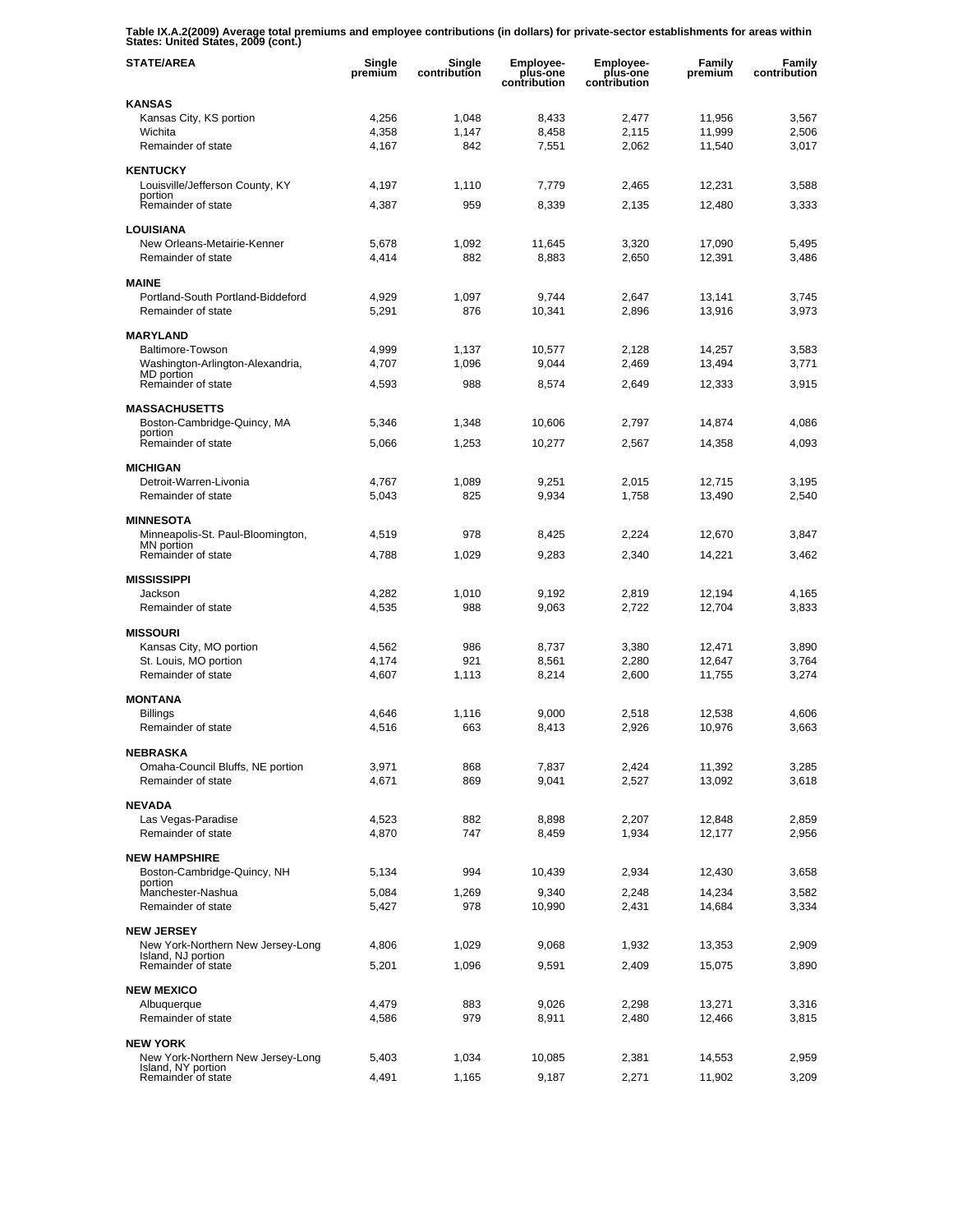**Table IX.A.2(2009) Average total premiums and employee contributions (in dollars) for private-sector establishments for areas within States: United States, 2009 (cont.)**

| STATE/AREA | Single premium | Single contribution | Employee-plus-one contribution | Employee-plus-one contribution | Family premium | Family contribution |
|---|---|---|---|---|---|---|
| **KANSAS** | | | | | | |
| Kansas City, KS portion | 4,256 | 1,048 | 8,433 | 2,477 | 11,956 | 3,567 |
| Wichita | 4,358 | 1,147 | 8,458 | 2,115 | 11,999 | 2,506 |
| Remainder of state | 4,167 | 842 | 7,551 | 2,062 | 11,540 | 3,017 |
| **KENTUCKY** | | | | | | |
| Louisville/Jefferson County, KY portion | 4,197 | 1,110 | 7,779 | 2,465 | 12,231 | 3,588 |
| Remainder of state | 4,387 | 959 | 8,339 | 2,135 | 12,480 | 3,333 |
| **LOUISIANA** | | | | | | |
| New Orleans-Metairie-Kenner | 5,678 | 1,092 | 11,645 | 3,320 | 17,090 | 5,495 |
| Remainder of state | 4,414 | 882 | 8,883 | 2,650 | 12,391 | 3,486 |
| **MAINE** | | | | | | |
| Portland-South Portland-Biddeford | 4,929 | 1,097 | 9,744 | 2,647 | 13,141 | 3,745 |
| Remainder of state | 5,291 | 876 | 10,341 | 2,896 | 13,916 | 3,973 |
| **MARYLAND** | | | | | | |
| Baltimore-Towson | 4,999 | 1,137 | 10,577 | 2,128 | 14,257 | 3,583 |
| Washington-Arlington-Alexandria, MD portion | 4,707 | 1,096 | 9,044 | 2,469 | 13,494 | 3,771 |
| Remainder of state | 4,593 | 988 | 8,574 | 2,649 | 12,333 | 3,915 |
| **MASSACHUSETTS** | | | | | | |
| Boston-Cambridge-Quincy, MA portion | 5,346 | 1,348 | 10,606 | 2,797 | 14,874 | 4,086 |
| Remainder of state | 5,066 | 1,253 | 10,277 | 2,567 | 14,358 | 4,093 |
| **MICHIGAN** | | | | | | |
| Detroit-Warren-Livonia | 4,767 | 1,089 | 9,251 | 2,015 | 12,715 | 3,195 |
| Remainder of state | 5,043 | 825 | 9,934 | 1,758 | 13,490 | 2,540 |
| **MINNESOTA** | | | | | | |
| Minneapolis-St. Paul-Bloomington, MN portion | 4,519 | 978 | 8,425 | 2,224 | 12,670 | 3,847 |
| Remainder of state | 4,788 | 1,029 | 9,283 | 2,340 | 14,221 | 3,462 |
| **MISSISSIPPI** | | | | | | |
| Jackson | 4,282 | 1,010 | 9,192 | 2,819 | 12,194 | 4,165 |
| Remainder of state | 4,535 | 988 | 9,063 | 2,722 | 12,704 | 3,833 |
| **MISSOURI** | | | | | | |
| Kansas City, MO portion | 4,562 | 986 | 8,737 | 3,380 | 12,471 | 3,890 |
| St. Louis, MO portion | 4,174 | 921 | 8,561 | 2,280 | 12,647 | 3,764 |
| Remainder of state | 4,607 | 1,113 | 8,214 | 2,600 | 11,755 | 3,274 |
| **MONTANA** | | | | | | |
| Billings | 4,646 | 1,116 | 9,000 | 2,518 | 12,538 | 4,606 |
| Remainder of state | 4,516 | 663 | 8,413 | 2,926 | 10,976 | 3,663 |
| **NEBRASKA** | | | | | | |
| Omaha-Council Bluffs, NE portion | 3,971 | 868 | 7,837 | 2,424 | 11,392 | 3,285 |
| Remainder of state | 4,671 | 869 | 9,041 | 2,527 | 13,092 | 3,618 |
| **NEVADA** | | | | | | |
| Las Vegas-Paradise | 4,523 | 882 | 8,898 | 2,207 | 12,848 | 2,859 |
| Remainder of state | 4,870 | 747 | 8,459 | 1,934 | 12,177 | 2,956 |
| **NEW HAMPSHIRE** | | | | | | |
| Boston-Cambridge-Quincy, NH portion | 5,134 | 994 | 10,439 | 2,934 | 12,430 | 3,658 |
| Manchester-Nashua | 5,084 | 1,269 | 9,340 | 2,248 | 14,234 | 3,582 |
| Remainder of state | 5,427 | 978 | 10,990 | 2,431 | 14,684 | 3,334 |
| **NEW JERSEY** | | | | | | |
| New York-Northern New Jersey-Long Island, NJ portion | 4,806 | 1,029 | 9,068 | 1,932 | 13,353 | 2,909 |
| Remainder of state | 5,201 | 1,096 | 9,591 | 2,409 | 15,075 | 3,890 |
| **NEW MEXICO** | | | | | | |
| Albuquerque | 4,479 | 883 | 9,026 | 2,298 | 13,271 | 3,316 |
| Remainder of state | 4,586 | 979 | 8,911 | 2,480 | 12,466 | 3,815 |
| **NEW YORK** | | | | | | |
| New York-Northern New Jersey-Long Island, NY portion | 5,403 | 1,034 | 10,085 | 2,381 | 14,553 | 2,959 |
| Remainder of state | 4,491 | 1,165 | 9,187 | 2,271 | 11,902 | 3,209 |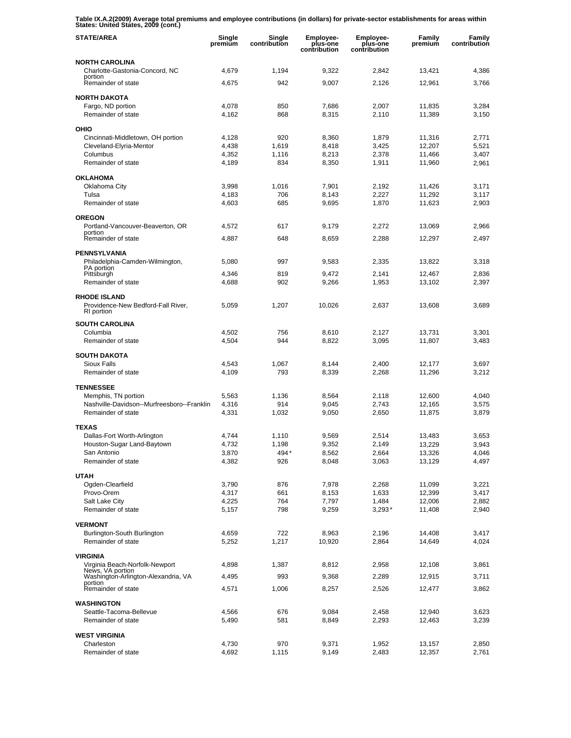**Table IX.A.2(2009) Average total premiums and employee contributions (in dollars) for private-sector establishments for areas within States: United States, 2009 (cont.)**

| STATE/AREA | Single premium | Single contribution | Employee-plus-one contribution | Employee-plus-one contribution | Family premium | Family contribution |
|---|---|---|---|---|---|---|
| **NORTH CAROLINA** | | | | | | |
| Charlotte-Gastonia-Concord, NC portion | 4,679 | 1,194 | 9,322 | 2,842 | 13,421 | 4,386 |
| Remainder of state | 4,675 | 942 | 9,007 | 2,126 | 12,961 | 3,766 |
| **NORTH DAKOTA** | | | | | | |
| Fargo, ND portion | 4,078 | 850 | 7,686 | 2,007 | 11,835 | 3,284 |
| Remainder of state | 4,162 | 868 | 8,315 | 2,110 | 11,389 | 3,150 |
| **OHIO** | | | | | | |
| Cincinnati-Middletown, OH portion | 4,128 | 920 | 8,360 | 1,879 | 11,316 | 2,771 |
| Cleveland-Elyria-Mentor | 4,438 | 1,619 | 8,418 | 3,425 | 12,207 | 5,521 |
| Columbus | 4,352 | 1,116 | 8,213 | 2,378 | 11,466 | 3,407 |
| Remainder of state | 4,189 | 834 | 8,350 | 1,911 | 11,960 | 2,961 |
| **OKLAHOMA** | | | | | | |
| Oklahoma City | 3,998 | 1,016 | 7,901 | 2,192 | 11,426 | 3,171 |
| Tulsa | 4,183 | 706 | 8,143 | 2,227 | 11,292 | 3,117 |
| Remainder of state | 4,603 | 685 | 9,695 | 1,870 | 11,623 | 2,903 |
| **OREGON** | | | | | | |
| Portland-Vancouver-Beaverton, OR portion | 4,572 | 617 | 9,179 | 2,272 | 13,069 | 2,966 |
| Remainder of state | 4,887 | 648 | 8,659 | 2,288 | 12,297 | 2,497 |
| **PENNSYLVANIA** | | | | | | |
| Philadelphia-Camden-Wilmington, PA portion | 5,080 | 997 | 9,583 | 2,335 | 13,822 | 3,318 |
| Pittsburgh | 4,346 | 819 | 9,472 | 2,141 | 12,467 | 2,836 |
| Remainder of state | 4,688 | 902 | 9,266 | 1,953 | 13,102 | 2,397 |
| **RHODE ISLAND** | | | | | | |
| Providence-New Bedford-Fall River, RI portion | 5,059 | 1,207 | 10,026 | 2,637 | 13,608 | 3,689 |
| **SOUTH CAROLINA** | | | | | | |
| Columbia | 4,502 | 756 | 8,610 | 2,127 | 13,731 | 3,301 |
| Remainder of state | 4,504 | 944 | 8,822 | 3,095 | 11,807 | 3,483 |
| **SOUTH DAKOTA** | | | | | | |
| Sioux Falls | 4,543 | 1,067 | 8,144 | 2,400 | 12,177 | 3,697 |
| Remainder of state | 4,109 | 793 | 8,339 | 2,268 | 11,296 | 3,212 |
| **TENNESSEE** | | | | | | |
| Memphis, TN portion | 5,563 | 1,136 | 8,564 | 2,118 | 12,600 | 4,040 |
| Nashville-Davidson--Murfreesboro--Franklin | 4,316 | 914 | 9,045 | 2,743 | 12,165 | 3,575 |
| Remainder of state | 4,331 | 1,032 | 9,050 | 2,650 | 11,875 | 3,879 |
| **TEXAS** | | | | | | |
| Dallas-Fort Worth-Arlington | 4,744 | 1,110 | 9,569 | 2,514 | 13,483 | 3,653 |
| Houston-Sugar Land-Baytown | 4,732 | 1,198 | 9,352 | 2,149 | 13,229 | 3,943 |
| San Antonio | 3,870 | 494* | 8,562 | 2,664 | 13,326 | 4,046 |
| Remainder of state | 4,382 | 926 | 8,048 | 3,063 | 13,129 | 4,497 |
| **UTAH** | | | | | | |
| Ogden-Clearfield | 3,790 | 876 | 7,978 | 2,268 | 11,099 | 3,221 |
| Provo-Orem | 4,317 | 661 | 8,153 | 1,633 | 12,399 | 3,417 |
| Salt Lake City | 4,225 | 764 | 7,797 | 1,484 | 12,006 | 2,882 |
| Remainder of state | 5,157 | 798 | 9,259 | 3,293* | 11,408 | 2,940 |
| **VERMONT** | | | | | | |
| Burlington-South Burlington | 4,659 | 722 | 8,963 | 2,196 | 14,408 | 3,417 |
| Remainder of state | 5,252 | 1,217 | 10,920 | 2,864 | 14,649 | 4,024 |
| **VIRGINIA** | | | | | | |
| Virginia Beach-Norfolk-Newport News, VA portion | 4,898 | 1,387 | 8,812 | 2,958 | 12,108 | 3,861 |
| Washington-Arlington-Alexandria, VA portion | 4,495 | 993 | 9,368 | 2,289 | 12,915 | 3,711 |
| Remainder of state | 4,571 | 1,006 | 8,257 | 2,526 | 12,477 | 3,862 |
| **WASHINGTON** | | | | | | |
| Seattle-Tacoma-Bellevue | 4,566 | 676 | 9,084 | 2,458 | 12,940 | 3,623 |
| Remainder of state | 5,490 | 581 | 8,849 | 2,293 | 12,463 | 3,239 |
| **WEST VIRGINIA** | | | | | | |
| Charleston | 4,730 | 970 | 9,371 | 1,952 | 13,157 | 2,850 |
| Remainder of state | 4,692 | 1,115 | 9,149 | 2,483 | 12,357 | 2,761 |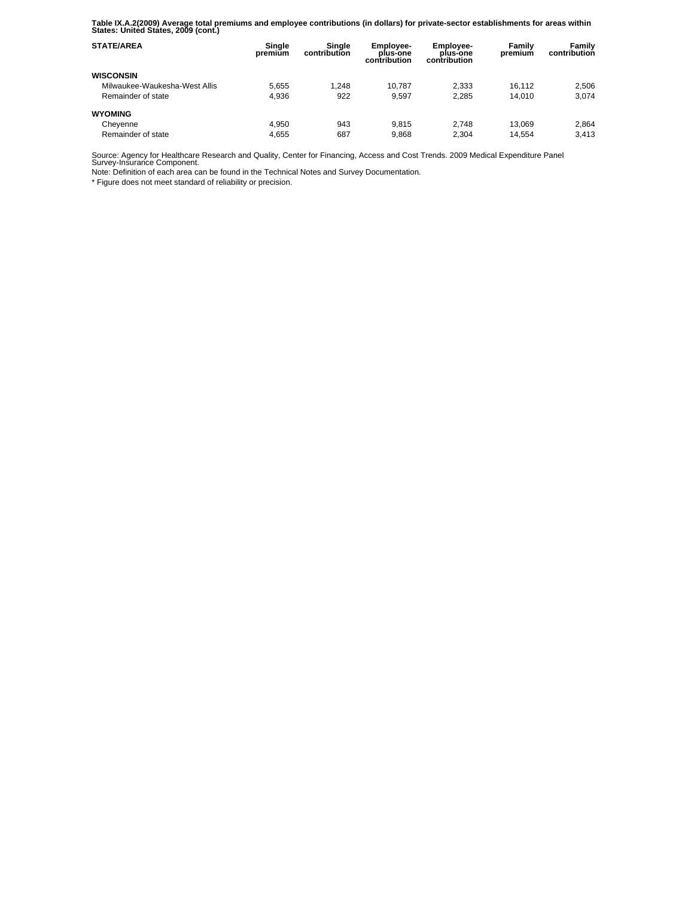**Table IX.A.2(2009) Average total premiums and employee contributions (in dollars) for private-sector establishments for areas within States: United States, 2009 (cont.)**

| STATE/AREA | Single premium | Single contribution | Employee-plus-one contribution | Employee-plus-one contribution | Family premium | Family contribution |
|---|---|---|---|---|---|---|
| **WISCONSIN** | | | | | | |
| Milwaukee-Waukesha-West Allis | 5,655 | 1,248 | 10,787 | 2,333 | 16,112 | 2,506 |
| Remainder of state | 4,936 | 922 | 9,597 | 2,285 | 14,010 | 3,074 |
| **WYOMING** | | | | | | |
| Cheyenne | 4,950 | 943 | 9,815 | 2,748 | 13,069 | 2,864 |
| Remainder of state | 4,655 | 687 | 9,868 | 2,304 | 14,554 | 3,413 |

Source: Agency for Healthcare Research and Quality, Center for Financing, Access and Cost Trends. 2009 Medical Expenditure Panel Survey-Insurance Component.

Note: Definition of each area can be found in the Technical Notes and Survey Documentation.

* Figure does not meet standard of reliability or precision.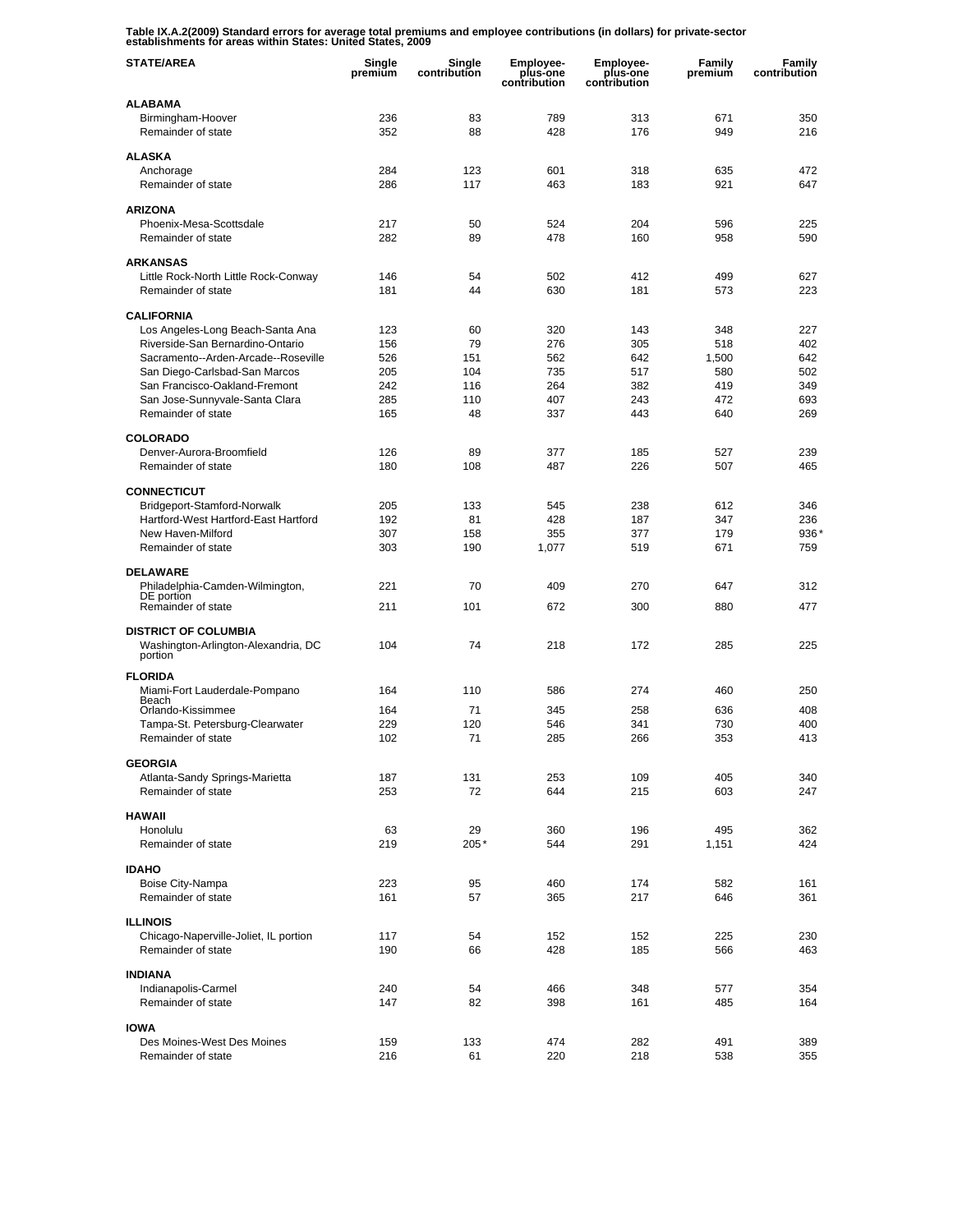**Table IX.A.2(2009) Standard errors for average total premiums and employee contributions (in dollars) for private-sector establishments for areas within States: United States, 2009**

| STATE/AREA | Single premium | Single contribution | Employee-plus-one contribution | Employee-plus-one contribution | Family premium | Family contribution |
|---|---|---|---|---|---|---|
| **ALABAMA** | | | | | | |
| Birmingham-Hoover | 236 | 83 | 789 | 313 | 671 | 350 |
| Remainder of state | 352 | 88 | 428 | 176 | 949 | 216 |
| **ALASKA** | | | | | | |
| Anchorage | 284 | 123 | 601 | 318 | 635 | 472 |
| Remainder of state | 286 | 117 | 463 | 183 | 921 | 647 |
| **ARIZONA** | | | | | | |
| Phoenix-Mesa-Scottsdale | 217 | 50 | 524 | 204 | 596 | 225 |
| Remainder of state | 282 | 89 | 478 | 160 | 958 | 590 |
| **ARKANSAS** | | | | | | |
| Little Rock-North Little Rock-Conway | 146 | 54 | 502 | 412 | 499 | 627 |
| Remainder of state | 181 | 44 | 630 | 181 | 573 | 223 |
| **CALIFORNIA** | | | | | | |
| Los Angeles-Long Beach-Santa Ana | 123 | 60 | 320 | 143 | 348 | 227 |
| Riverside-San Bernardino-Ontario | 156 | 79 | 276 | 305 | 518 | 402 |
| Sacramento--Arden-Arcade--Roseville | 526 | 151 | 562 | 642 | 1,500 | 642 |
| San Diego-Carlsbad-San Marcos | 205 | 104 | 735 | 517 | 580 | 502 |
| San Francisco-Oakland-Fremont | 242 | 116 | 264 | 382 | 419 | 349 |
| San Jose-Sunnyvale-Santa Clara | 285 | 110 | 407 | 243 | 472 | 693 |
| Remainder of state | 165 | 48 | 337 | 443 | 640 | 269 |
| **COLORADO** | | | | | | |
| Denver-Aurora-Broomfield | 126 | 89 | 377 | 185 | 527 | 239 |
| Remainder of state | 180 | 108 | 487 | 226 | 507 | 465 |
| **CONNECTICUT** | | | | | | |
| Bridgeport-Stamford-Norwalk | 205 | 133 | 545 | 238 | 612 | 346 |
| Hartford-West Hartford-East Hartford | 192 | 81 | 428 | 187 | 347 | 236 |
| New Haven-Milford | 307 | 158 | 355 | 377 | 179 | 936* |
| Remainder of state | 303 | 190 | 1,077 | 519 | 671 | 759 |
| **DELAWARE** | | | | | | |
| Philadelphia-Camden-Wilmington, DE portion | 221 | 70 | 409 | 270 | 647 | 312 |
| Remainder of state | 211 | 101 | 672 | 300 | 880 | 477 |
| **DISTRICT OF COLUMBIA** | | | | | | |
| Washington-Arlington-Alexandria, DC portion | 104 | 74 | 218 | 172 | 285 | 225 |
| **FLORIDA** | | | | | | |
| Miami-Fort Lauderdale-Pompano Beach | 164 | 110 | 586 | 274 | 460 | 250 |
| Orlando-Kissimmee | 164 | 71 | 345 | 258 | 636 | 408 |
| Tampa-St. Petersburg-Clearwater | 229 | 120 | 546 | 341 | 730 | 400 |
| Remainder of state | 102 | 71 | 285 | 266 | 353 | 413 |
| **GEORGIA** | | | | | | |
| Atlanta-Sandy Springs-Marietta | 187 | 131 | 253 | 109 | 405 | 340 |
| Remainder of state | 253 | 72 | 644 | 215 | 603 | 247 |
| **HAWAII** | | | | | | |
| Honolulu | 63 | 29 | 360 | 196 | 495 | 362 |
| Remainder of state | 219 | 205* | 544 | 291 | 1,151 | 424 |
| **IDAHO** | | | | | | |
| Boise City-Nampa | 223 | 95 | 460 | 174 | 582 | 161 |
| Remainder of state | 161 | 57 | 365 | 217 | 646 | 361 |
| **ILLINOIS** | | | | | | |
| Chicago-Naperville-Joliet, IL portion | 117 | 54 | 152 | 152 | 225 | 230 |
| Remainder of state | 190 | 66 | 428 | 185 | 566 | 463 |
| **INDIANA** | | | | | | |
| Indianapolis-Carmel | 240 | 54 | 466 | 348 | 577 | 354 |
| Remainder of state | 147 | 82 | 398 | 161 | 485 | 164 |
| **IOWA** | | | | | | |
| Des Moines-West Des Moines | 159 | 133 | 474 | 282 | 491 | 389 |
| Remainder of state | 216 | 61 | 220 | 218 | 538 | 355 |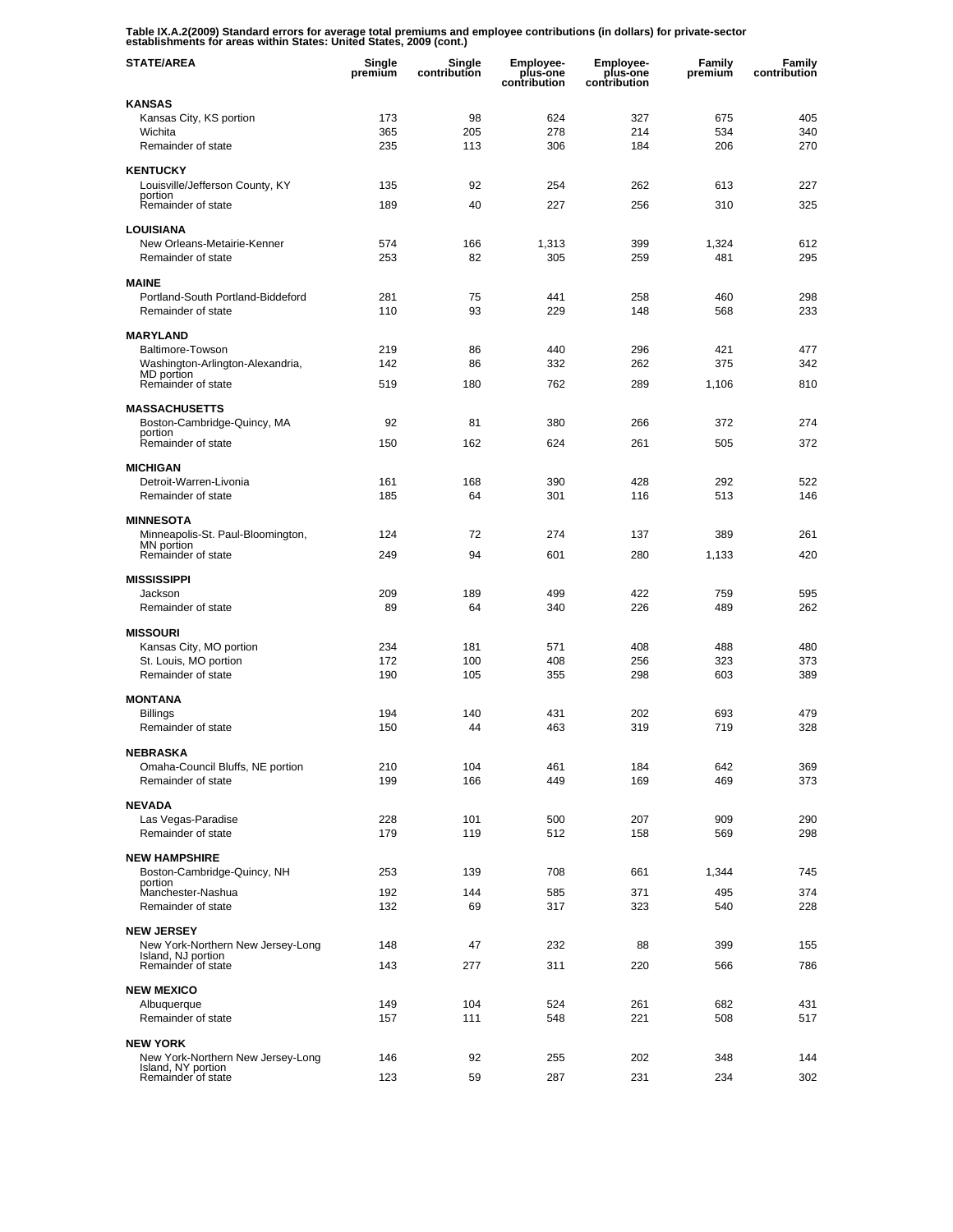**Table IX.A.2(2009) Standard errors for average total premiums and employee contributions (in dollars) for private-sector establishments for areas within States: United States, 2009 (cont.)**

| STATE/AREA | Single premium | Single contribution | Employee-plus-one contribution | Employee-plus-one contribution | Family premium | Family contribution |
|---|---|---|---|---|---|---|
| **KANSAS** | | | | | | |
| Kansas City, KS portion | 173 | 98 | 624 | 327 | 675 | 405 |
| Wichita | 365 | 205 | 278 | 214 | 534 | 340 |
| Remainder of state | 235 | 113 | 306 | 184 | 206 | 270 |
| **KENTUCKY** | | | | | | |
| Louisville/Jefferson County, KY portion | 135 | 92 | 254 | 262 | 613 | 227 |
| Remainder of state | 189 | 40 | 227 | 256 | 310 | 325 |
| **LOUISIANA** | | | | | | |
| New Orleans-Metairie-Kenner | 574 | 166 | 1,313 | 399 | 1,324 | 612 |
| Remainder of state | 253 | 82 | 305 | 259 | 481 | 295 |
| **MAINE** | | | | | | |
| Portland-South Portland-Biddeford | 281 | 75 | 441 | 258 | 460 | 298 |
| Remainder of state | 110 | 93 | 229 | 148 | 568 | 233 |
| **MARYLAND** | | | | | | |
| Baltimore-Towson | 219 | 86 | 440 | 296 | 421 | 477 |
| Washington-Arlington-Alexandria, MD portion | 142 | 86 | 332 | 262 | 375 | 342 |
| Remainder of state | 519 | 180 | 762 | 289 | 1,106 | 810 |
| **MASSACHUSETTS** | | | | | | |
| Boston-Cambridge-Quincy, MA portion | 92 | 81 | 380 | 266 | 372 | 274 |
| Remainder of state | 150 | 162 | 624 | 261 | 505 | 372 |
| **MICHIGAN** | | | | | | |
| Detroit-Warren-Livonia | 161 | 168 | 390 | 428 | 292 | 522 |
| Remainder of state | 185 | 64 | 301 | 116 | 513 | 146 |
| **MINNESOTA** | | | | | | |
| Minneapolis-St. Paul-Bloomington, MN portion | 124 | 72 | 274 | 137 | 389 | 261 |
| Remainder of state | 249 | 94 | 601 | 280 | 1,133 | 420 |
| **MISSISSIPPI** | | | | | | |
| Jackson | 209 | 189 | 499 | 422 | 759 | 595 |
| Remainder of state | 89 | 64 | 340 | 226 | 489 | 262 |
| **MISSOURI** | | | | | | |
| Kansas City, MO portion | 234 | 181 | 571 | 408 | 488 | 480 |
| St. Louis, MO portion | 172 | 100 | 408 | 256 | 323 | 373 |
| Remainder of state | 190 | 105 | 355 | 298 | 603 | 389 |
| **MONTANA** | | | | | | |
| Billings | 194 | 140 | 431 | 202 | 693 | 479 |
| Remainder of state | 150 | 44 | 463 | 319 | 719 | 328 |
| **NEBRASKA** | | | | | | |
| Omaha-Council Bluffs, NE portion | 210 | 104 | 461 | 184 | 642 | 369 |
| Remainder of state | 199 | 166 | 449 | 169 | 469 | 373 |
| **NEVADA** | | | | | | |
| Las Vegas-Paradise | 228 | 101 | 500 | 207 | 909 | 290 |
| Remainder of state | 179 | 119 | 512 | 158 | 569 | 298 |
| **NEW HAMPSHIRE** | | | | | | |
| Boston-Cambridge-Quincy, NH portion | 253 | 139 | 708 | 661 | 1,344 | 745 |
| Manchester-Nashua | 192 | 144 | 585 | 371 | 495 | 374 |
| Remainder of state | 132 | 69 | 317 | 323 | 540 | 228 |
| **NEW JERSEY** | | | | | | |
| New York-Northern New Jersey-Long Island, NJ portion | 148 | 47 | 232 | 88 | 399 | 155 |
| Remainder of state | 143 | 277 | 311 | 220 | 566 | 786 |
| **NEW MEXICO** | | | | | | |
| Albuquerque | 149 | 104 | 524 | 261 | 682 | 431 |
| Remainder of state | 157 | 111 | 548 | 221 | 508 | 517 |
| **NEW YORK** | | | | | | |
| New York-Northern New Jersey-Long Island, NY portion | 146 | 92 | 255 | 202 | 348 | 144 |
| Remainder of state | 123 | 59 | 287 | 231 | 234 | 302 |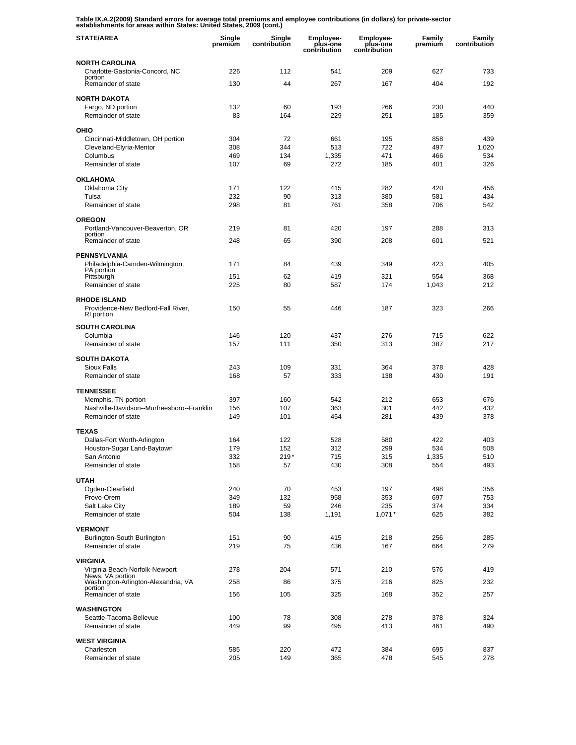**Table IX.A.2(2009) Standard errors for average total premiums and employee contributions (in dollars) for private-sector establishments for areas within States: United States, 2009 (cont.)**

| STATE/AREA | Single premium | Single contribution | Employee-plus-one contribution | Employee-plus-one contribution | Family premium | Family contribution |
|---|---|---|---|---|---|---|
| **NORTH CAROLINA** | | | | | | |
| Charlotte-Gastonia-Concord, NC portion | 226 | 112 | 541 | 209 | 627 | 733 |
| Remainder of state | 130 | 44 | 267 | 167 | 404 | 192 |
| **NORTH DAKOTA** | | | | | | |
| Fargo, ND portion | 132 | 60 | 193 | 266 | 230 | 440 |
| Remainder of state | 83 | 164 | 229 | 251 | 185 | 359 |
| **OHIO** | | | | | | |
| Cincinnati-Middletown, OH portion | 304 | 72 | 661 | 195 | 858 | 439 |
| Cleveland-Elyria-Mentor | 308 | 344 | 513 | 722 | 497 | 1,020 |
| Columbus | 469 | 134 | 1,335 | 471 | 466 | 534 |
| Remainder of state | 107 | 69 | 272 | 185 | 401 | 326 |
| **OKLAHOMA** | | | | | | |
| Oklahoma City | 171 | 122 | 415 | 282 | 420 | 456 |
| Tulsa | 232 | 90 | 313 | 380 | 581 | 434 |
| Remainder of state | 298 | 81 | 761 | 358 | 706 | 542 |
| **OREGON** | | | | | | |
| Portland-Vancouver-Beaverton, OR portion | 219 | 81 | 420 | 197 | 288 | 313 |
| Remainder of state | 248 | 65 | 390 | 208 | 601 | 521 |
| **PENNSYLVANIA** | | | | | | |
| Philadelphia-Camden-Wilmington, PA portion | 171 | 84 | 439 | 349 | 423 | 405 |
| Pittsburgh | 151 | 62 | 419 | 321 | 554 | 368 |
| Remainder of state | 225 | 80 | 587 | 174 | 1,043 | 212 |
| **RHODE ISLAND** | | | | | | |
| Providence-New Bedford-Fall River, RI portion | 150 | 55 | 446 | 187 | 323 | 266 |
| **SOUTH CAROLINA** | | | | | | |
| Columbia | 146 | 120 | 437 | 276 | 715 | 622 |
| Remainder of state | 157 | 111 | 350 | 313 | 387 | 217 |
| **SOUTH DAKOTA** | | | | | | |
| Sioux Falls | 243 | 109 | 331 | 364 | 378 | 428 |
| Remainder of state | 168 | 57 | 333 | 138 | 430 | 191 |
| **TENNESSEE** | | | | | | |
| Memphis, TN portion | 397 | 160 | 542 | 212 | 653 | 676 |
| Nashville-Davidson--Murfreesboro--Franklin | 156 | 107 | 363 | 301 | 442 | 432 |
| Remainder of state | 149 | 101 | 454 | 281 | 439 | 378 |
| **TEXAS** | | | | | | |
| Dallas-Fort Worth-Arlington | 164 | 122 | 528 | 580 | 422 | 403 |
| Houston-Sugar Land-Baytown | 179 | 152 | 312 | 299 | 534 | 508 |
| San Antonio | 332 | 219* | 715 | 315 | 1,335 | 510 |
| Remainder of state | 158 | 57 | 430 | 308 | 554 | 493 |
| **UTAH** | | | | | | |
| Ogden-Clearfield | 240 | 70 | 453 | 197 | 498 | 356 |
| Provo-Orem | 349 | 132 | 958 | 353 | 697 | 753 |
| Salt Lake City | 189 | 59 | 246 | 235 | 374 | 334 |
| Remainder of state | 504 | 138 | 1,191 | 1,071* | 625 | 382 |
| **VERMONT** | | | | | | |
| Burlington-South Burlington | 151 | 90 | 415 | 218 | 256 | 285 |
| Remainder of state | 219 | 75 | 436 | 167 | 664 | 279 |
| **VIRGINIA** | | | | | | |
| Virginia Beach-Norfolk-Newport News, VA portion | 278 | 204 | 571 | 210 | 576 | 419 |
| Washington-Arlington-Alexandria, VA portion | 258 | 86 | 375 | 216 | 825 | 232 |
| Remainder of state | 156 | 105 | 325 | 168 | 352 | 257 |
| **WASHINGTON** | | | | | | |
| Seattle-Tacoma-Bellevue | 100 | 78 | 308 | 278 | 378 | 324 |
| Remainder of state | 449 | 99 | 495 | 413 | 461 | 490 |
| **WEST VIRGINIA** | | | | | | |
| Charleston | 585 | 220 | 472 | 384 | 695 | 837 |
| Remainder of state | 205 | 149 | 365 | 478 | 545 | 278 |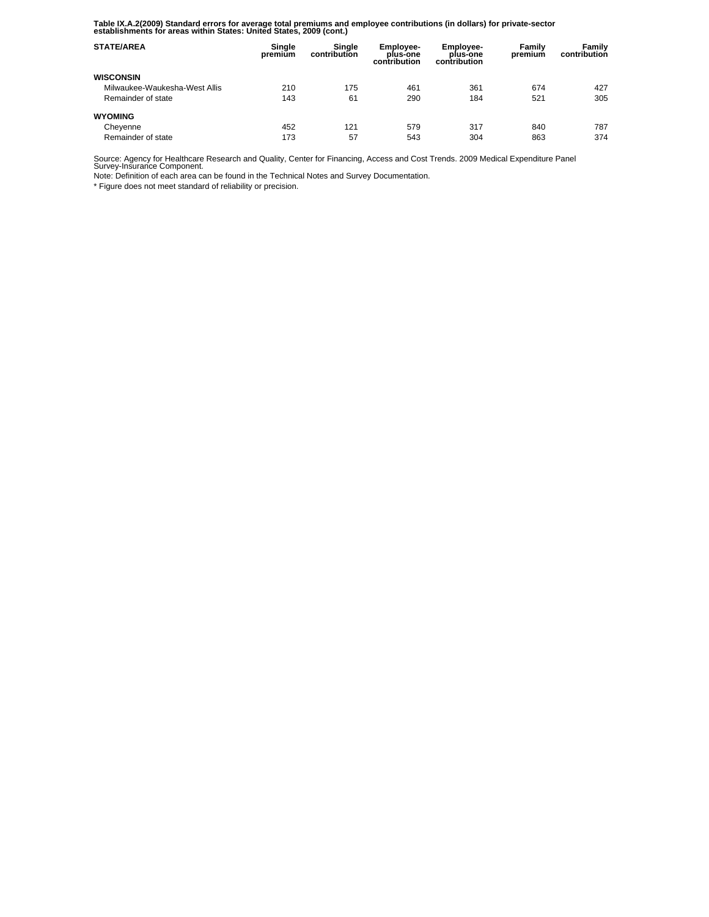**Table IX.A.2(2009) Standard errors for average total premiums and employee contributions (in dollars) for private-sector establishments for areas within States: United States, 2009 (cont.)**

| STATE/AREA | Single premium | Single contribution | Employee-plus-one contribution | Employee-plus-one contribution | Family premium | Family contribution |
|---|---|---|---|---|---|---|
| **WISCONSIN** | | | | | | |
| Milwaukee-Waukesha-West Allis | 210 | 175 | 461 | 361 | 674 | 427 |
| Remainder of state | 143 | 61 | 290 | 184 | 521 | 305 |
| **WYOMING** | | | | | | |
| Cheyenne | 452 | 121 | 579 | 317 | 840 | 787 |
| Remainder of state | 173 | 57 | 543 | 304 | 863 | 374 |

Source: Agency for Healthcare Research and Quality, Center for Financing, Access and Cost Trends. 2009 Medical Expenditure Panel Survey-Insurance Component.

Note: Definition of each area can be found in the Technical Notes and Survey Documentation.

* Figure does not meet standard of reliability or precision.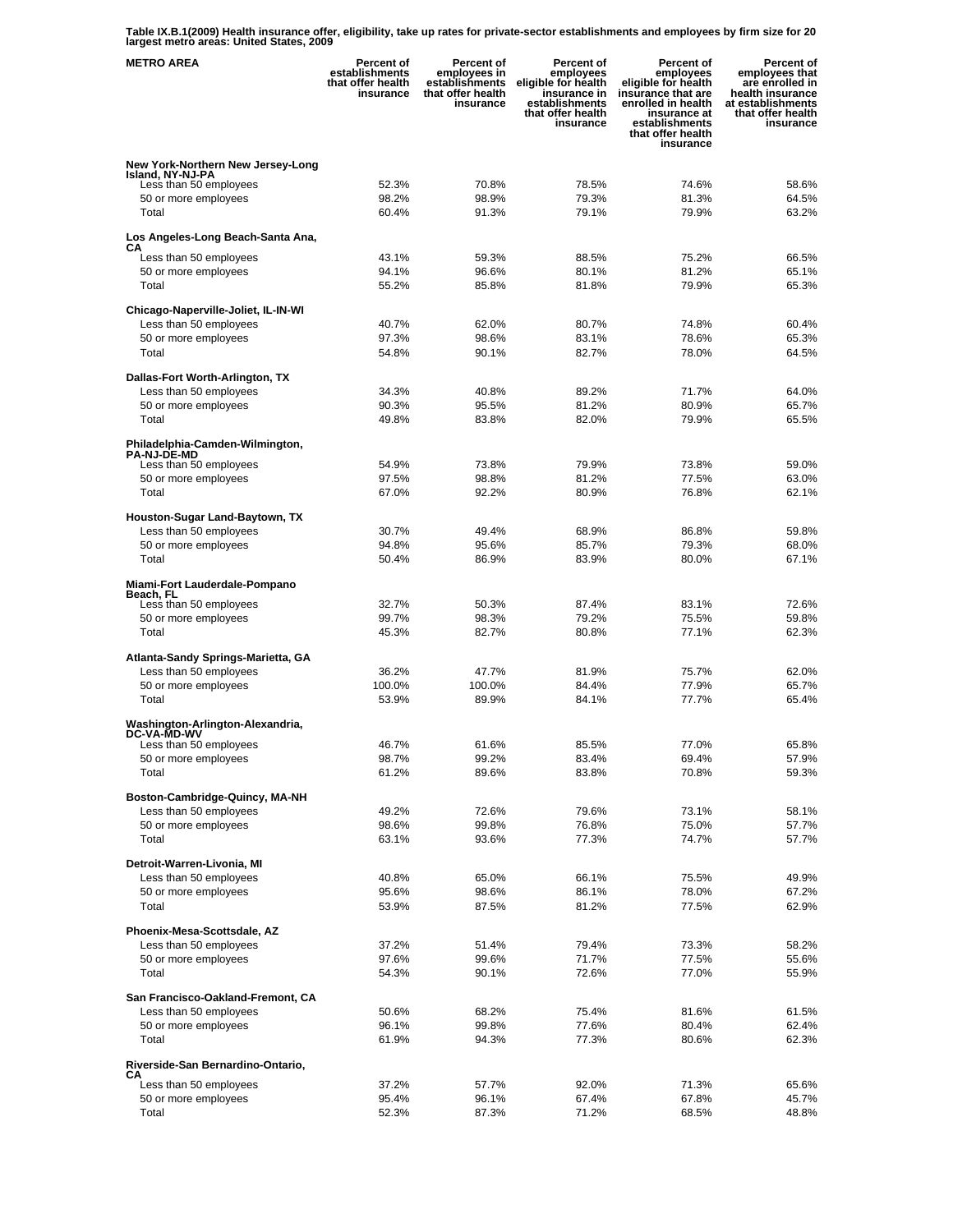**Table IX.B.1(2009) Health insurance offer, eligibility, take up rates for private-sector establishments and employees by firm size for 20 largest metro areas: United States, 2009**

| METRO AREA | Percent of establishments that offer health insurance | Percent of employees in establishments that offer health insurance | Percent of employees eligible for health insurance in establishments that offer health insurance | Percent of employees eligible for health insurance that are enrolled in health insurance at establishments that offer health insurance | Percent of employees that are enrolled in health insurance at establishments that offer health insurance |
|---|---|---|---|---|---|
| **New York-Northern New Jersey-Long Island, NY-NJ-PA** | | | | | |
| Less than 50 employees | 52.3% | 70.8% | 78.5% | 74.6% | 58.6% |
| 50 or more employees | 98.2% | 98.9% | 79.3% | 81.3% | 64.5% |
| Total | 60.4% | 91.3% | 79.1% | 79.9% | 63.2% |
| **Los Angeles-Long Beach-Santa Ana, CA** | | | | | |
| Less than 50 employees | 43.1% | 59.3% | 88.5% | 75.2% | 66.5% |
| 50 or more employees | 94.1% | 96.6% | 80.1% | 81.2% | 65.1% |
| Total | 55.2% | 85.8% | 81.8% | 79.9% | 65.3% |
| **Chicago-Naperville-Joliet, IL-IN-WI** | | | | | |
| Less than 50 employees | 40.7% | 62.0% | 80.7% | 74.8% | 60.4% |
| 50 or more employees | 97.3% | 98.6% | 83.1% | 78.6% | 65.3% |
| Total | 54.8% | 90.1% | 82.7% | 78.0% | 64.5% |
| **Dallas-Fort Worth-Arlington, TX** | | | | | |
| Less than 50 employees | 34.3% | 40.8% | 89.2% | 71.7% | 64.0% |
| 50 or more employees | 90.3% | 95.5% | 81.2% | 80.9% | 65.7% |
| Total | 49.8% | 83.8% | 82.0% | 79.9% | 65.5% |
| **Philadelphia-Camden-Wilmington, PA-NJ-DE-MD** | | | | | |
| Less than 50 employees | 54.9% | 73.8% | 79.9% | 73.8% | 59.0% |
| 50 or more employees | 97.5% | 98.8% | 81.2% | 77.5% | 63.0% |
| Total | 67.0% | 92.2% | 80.9% | 76.8% | 62.1% |
| **Houston-Sugar Land-Baytown, TX** | | | | | |
| Less than 50 employees | 30.7% | 49.4% | 68.9% | 86.8% | 59.8% |
| 50 or more employees | 94.8% | 95.6% | 85.7% | 79.3% | 68.0% |
| Total | 50.4% | 86.9% | 83.9% | 80.0% | 67.1% |
| **Miami-Fort Lauderdale-Pompano Beach, FL** | | | | | |
| Less than 50 employees | 32.7% | 50.3% | 87.4% | 83.1% | 72.6% |
| 50 or more employees | 99.7% | 98.3% | 79.2% | 75.5% | 59.8% |
| Total | 45.3% | 82.7% | 80.8% | 77.1% | 62.3% |
| **Atlanta-Sandy Springs-Marietta, GA** | | | | | |
| Less than 50 employees | 36.2% | 47.7% | 81.9% | 75.7% | 62.0% |
| 50 or more employees | 100.0% | 100.0% | 84.4% | 77.9% | 65.7% |
| Total | 53.9% | 89.9% | 84.1% | 77.7% | 65.4% |
| **Washington-Arlington-Alexandria, DC-VA-MD-WV** | | | | | |
| Less than 50 employees | 46.7% | 61.6% | 85.5% | 77.0% | 65.8% |
| 50 or more employees | 98.7% | 99.2% | 83.4% | 69.4% | 57.9% |
| Total | 61.2% | 89.6% | 83.8% | 70.8% | 59.3% |
| **Boston-Cambridge-Quincy, MA-NH** | | | | | |
| Less than 50 employees | 49.2% | 72.6% | 79.6% | 73.1% | 58.1% |
| 50 or more employees | 98.6% | 99.8% | 76.8% | 75.0% | 57.7% |
| Total | 63.1% | 93.6% | 77.3% | 74.7% | 57.7% |
| **Detroit-Warren-Livonia, MI** | | | | | |
| Less than 50 employees | 40.8% | 65.0% | 66.1% | 75.5% | 49.9% |
| 50 or more employees | 95.6% | 98.6% | 86.1% | 78.0% | 67.2% |
| Total | 53.9% | 87.5% | 81.2% | 77.5% | 62.9% |
| **Phoenix-Mesa-Scottsdale, AZ** | | | | | |
| Less than 50 employees | 37.2% | 51.4% | 79.4% | 73.3% | 58.2% |
| 50 or more employees | 97.6% | 99.6% | 71.7% | 77.5% | 55.6% |
| Total | 54.3% | 90.1% | 72.6% | 77.0% | 55.9% |
| **San Francisco-Oakland-Fremont, CA** | | | | | |
| Less than 50 employees | 50.6% | 68.2% | 75.4% | 81.6% | 61.5% |
| 50 or more employees | 96.1% | 99.8% | 77.6% | 80.4% | 62.4% |
| Total | 61.9% | 94.3% | 77.3% | 80.6% | 62.3% |
| **Riverside-San Bernardino-Ontario, CA** | | | | | |
| Less than 50 employees | 37.2% | 57.7% | 92.0% | 71.3% | 65.6% |
| 50 or more employees | 95.4% | 96.1% | 67.4% | 67.8% | 45.7% |
| Total | 52.3% | 87.3% | 71.2% | 68.5% | 48.8% |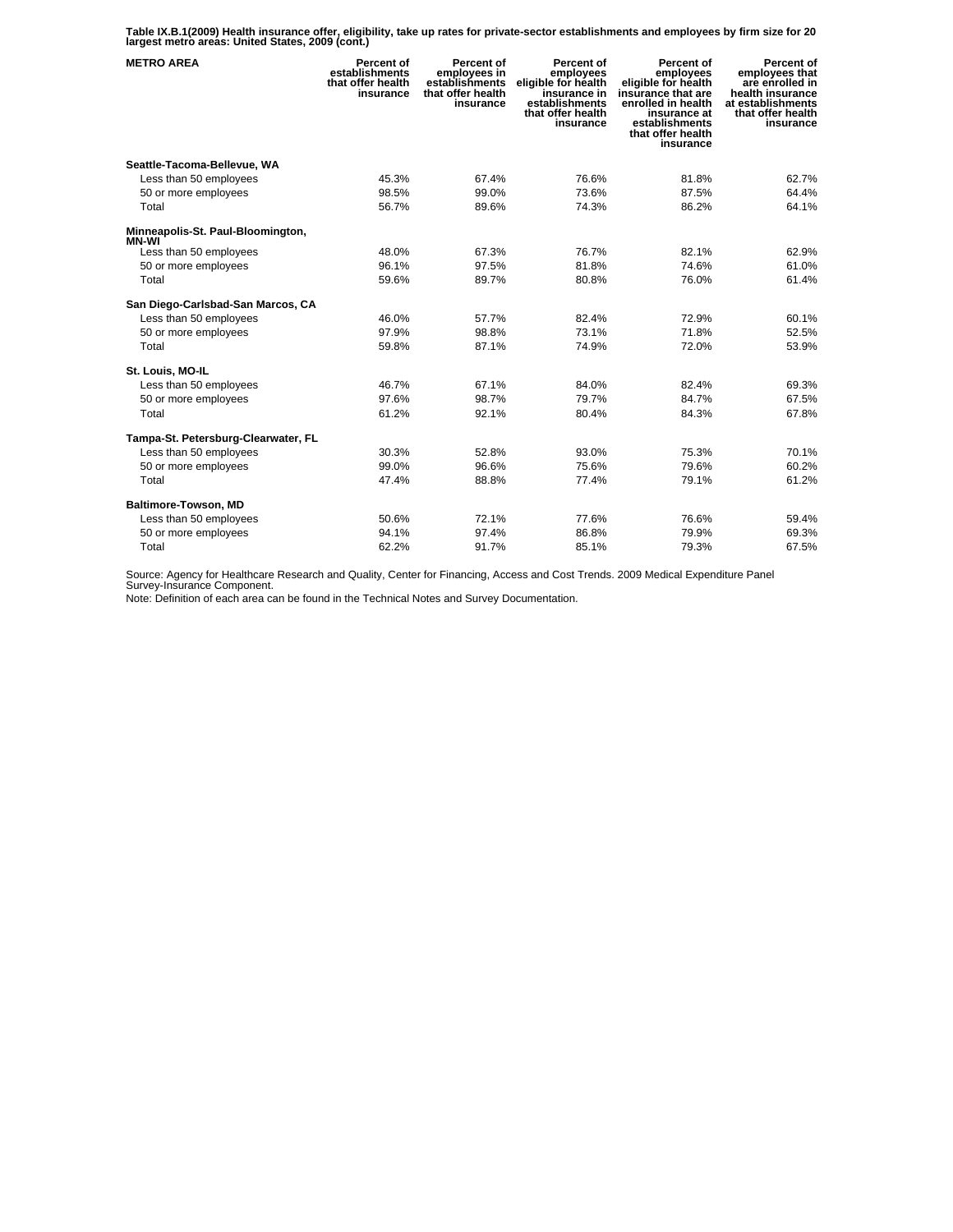**Table IX.B.1(2009) Health insurance offer, eligibility, take up rates for private-sector establishments and employees by firm size for 20 largest metro areas: United States, 2009 (cont.)**

| METRO AREA | Percent of establishments that offer health insurance | Percent of employees in establishments that offer health insurance | Percent of employees eligible for health insurance in establishments that offer health insurance | Percent of employees eligible for health insurance that are enrolled in health insurance at establishments that offer health insurance | Percent of employees that are enrolled in health insurance at establishments that offer health insurance |
|---|---|---|---|---|---|
| **Seattle-Tacoma-Bellevue, WA** | | | | | |
| Less than 50 employees | 45.3% | 67.4% | 76.6% | 81.8% | 62.7% |
| 50 or more employees | 98.5% | 99.0% | 73.6% | 87.5% | 64.4% |
| Total | 56.7% | 89.6% | 74.3% | 86.2% | 64.1% |
| **Minneapolis-St. Paul-Bloomington, MN-WI** | | | | | |
| Less than 50 employees | 48.0% | 67.3% | 76.7% | 82.1% | 62.9% |
| 50 or more employees | 96.1% | 97.5% | 81.8% | 74.6% | 61.0% |
| Total | 59.6% | 89.7% | 80.8% | 76.0% | 61.4% |
| **San Diego-Carlsbad-San Marcos, CA** | | | | | |
| Less than 50 employees | 46.0% | 57.7% | 82.4% | 72.9% | 60.1% |
| 50 or more employees | 97.9% | 98.8% | 73.1% | 71.8% | 52.5% |
| Total | 59.8% | 87.1% | 74.9% | 72.0% | 53.9% |
| **St. Louis, MO-IL** | | | | | |
| Less than 50 employees | 46.7% | 67.1% | 84.0% | 82.4% | 69.3% |
| 50 or more employees | 97.6% | 98.7% | 79.7% | 84.7% | 67.5% |
| Total | 61.2% | 92.1% | 80.4% | 84.3% | 67.8% |
| **Tampa-St. Petersburg-Clearwater, FL** | | | | | |
| Less than 50 employees | 30.3% | 52.8% | 93.0% | 75.3% | 70.1% |
| 50 or more employees | 99.0% | 96.6% | 75.6% | 79.6% | 60.2% |
| Total | 47.4% | 88.8% | 77.4% | 79.1% | 61.2% |
| **Baltimore-Towson, MD** | | | | | |
| Less than 50 employees | 50.6% | 72.1% | 77.6% | 76.6% | 59.4% |
| 50 or more employees | 94.1% | 97.4% | 86.8% | 79.9% | 69.3% |
| Total | 62.2% | 91.7% | 85.1% | 79.3% | 67.5% |

Source: Agency for Healthcare Research and Quality, Center for Financing, Access and Cost Trends. 2009 Medical Expenditure Panel Survey-Insurance Component.
Note: Definition of each area can be found in the Technical Notes and Survey Documentation.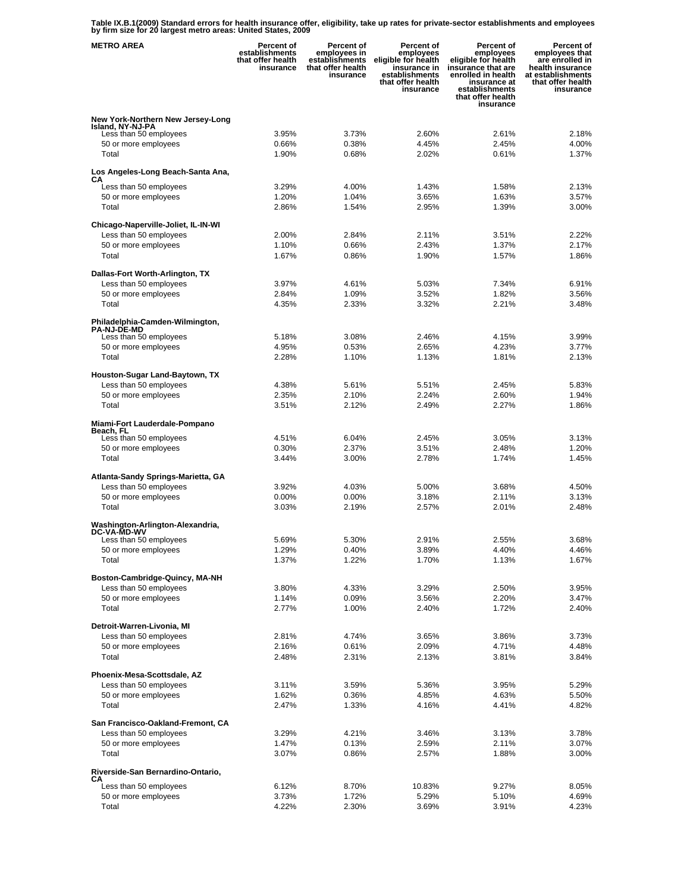**Table IX.B.1(2009) Standard errors for health insurance offer, eligibility, take up rates for private-sector establishments and employees by firm size for 20 largest metro areas: United States, 2009**

| METRO AREA | Percent of establishments that offer health insurance | Percent of employees in establishments that offer health insurance | Percent of employees eligible for health insurance in establishments that offer health insurance | Percent of employees eligible for health insurance that are enrolled in health insurance at establishments that offer health insurance | Percent of employees that are enrolled in health insurance at establishments that offer health insurance |
|---|---|---|---|---|---|
| **New York-Northern New Jersey-Long Island, NY-NJ-PA** | | | | | |
| Less than 50 employees | 3.95% | 3.73% | 2.60% | 2.61% | 2.18% |
| 50 or more employees | 0.66% | 0.38% | 4.45% | 2.45% | 4.00% |
| Total | 1.90% | 0.68% | 2.02% | 0.61% | 1.37% |
| **Los Angeles-Long Beach-Santa Ana, CA** | | | | | |
| Less than 50 employees | 3.29% | 4.00% | 1.43% | 1.58% | 2.13% |
| 50 or more employees | 1.20% | 1.04% | 3.65% | 1.63% | 3.57% |
| Total | 2.86% | 1.54% | 2.95% | 1.39% | 3.00% |
| **Chicago-Naperville-Joliet, IL-IN-WI** | | | | | |
| Less than 50 employees | 2.00% | 2.84% | 2.11% | 3.51% | 2.22% |
| 50 or more employees | 1.10% | 0.66% | 2.43% | 1.37% | 2.17% |
| Total | 1.67% | 0.86% | 1.90% | 1.57% | 1.86% |
| **Dallas-Fort Worth-Arlington, TX** | | | | | |
| Less than 50 employees | 3.97% | 4.61% | 5.03% | 7.34% | 6.91% |
| 50 or more employees | 2.84% | 1.09% | 3.52% | 1.82% | 3.56% |
| Total | 4.35% | 2.33% | 3.32% | 2.21% | 3.48% |
| **Philadelphia-Camden-Wilmington, PA-NJ-DE-MD** | | | | | |
| Less than 50 employees | 5.18% | 3.08% | 2.46% | 4.15% | 3.99% |
| 50 or more employees | 4.95% | 0.53% | 2.65% | 4.23% | 3.77% |
| Total | 2.28% | 1.10% | 1.13% | 1.81% | 2.13% |
| **Houston-Sugar Land-Baytown, TX** | | | | | |
| Less than 50 employees | 4.38% | 5.61% | 5.51% | 2.45% | 5.83% |
| 50 or more employees | 2.35% | 2.10% | 2.24% | 2.60% | 1.94% |
| Total | 3.51% | 2.12% | 2.49% | 2.27% | 1.86% |
| **Miami-Fort Lauderdale-Pompano Beach, FL** | | | | | |
| Less than 50 employees | 4.51% | 6.04% | 2.45% | 3.05% | 3.13% |
| 50 or more employees | 0.30% | 2.37% | 3.51% | 2.48% | 1.20% |
| Total | 3.44% | 3.00% | 2.78% | 1.74% | 1.45% |
| **Atlanta-Sandy Springs-Marietta, GA** | | | | | |
| Less than 50 employees | 3.92% | 4.03% | 5.00% | 3.68% | 4.50% |
| 50 or more employees | 0.00% | 0.00% | 3.18% | 2.11% | 3.13% |
| Total | 3.03% | 2.19% | 2.57% | 2.01% | 2.48% |
| **Washington-Arlington-Alexandria, DC-VA-MD-WV** | | | | | |
| Less than 50 employees | 5.69% | 5.30% | 2.91% | 2.55% | 3.68% |
| 50 or more employees | 1.29% | 0.40% | 3.89% | 4.40% | 4.46% |
| Total | 1.37% | 1.22% | 1.70% | 1.13% | 1.67% |
| **Boston-Cambridge-Quincy, MA-NH** | | | | | |
| Less than 50 employees | 3.80% | 4.33% | 3.29% | 2.50% | 3.95% |
| 50 or more employees | 1.14% | 0.09% | 3.56% | 2.20% | 3.47% |
| Total | 2.77% | 1.00% | 2.40% | 1.72% | 2.40% |
| **Detroit-Warren-Livonia, MI** | | | | | |
| Less than 50 employees | 2.81% | 4.74% | 3.65% | 3.86% | 3.73% |
| 50 or more employees | 2.16% | 0.61% | 2.09% | 4.71% | 4.48% |
| Total | 2.48% | 2.31% | 2.13% | 3.81% | 3.84% |
| **Phoenix-Mesa-Scottsdale, AZ** | | | | | |
| Less than 50 employees | 3.11% | 3.59% | 5.36% | 3.95% | 5.29% |
| 50 or more employees | 1.62% | 0.36% | 4.85% | 4.63% | 5.50% |
| Total | 2.47% | 1.33% | 4.16% | 4.41% | 4.82% |
| **San Francisco-Oakland-Fremont, CA** | | | | | |
| Less than 50 employees | 3.29% | 4.21% | 3.46% | 3.13% | 3.78% |
| 50 or more employees | 1.47% | 0.13% | 2.59% | 2.11% | 3.07% |
| Total | 3.07% | 0.86% | 2.57% | 1.88% | 3.00% |
| **Riverside-San Bernardino-Ontario, CA** | | | | | |
| Less than 50 employees | 6.12% | 8.70% | 10.83% | 9.27% | 8.05% |
| 50 or more employees | 3.73% | 1.72% | 5.29% | 5.10% | 4.69% |
| Total | 4.22% | 2.30% | 3.69% | 3.91% | 4.23% |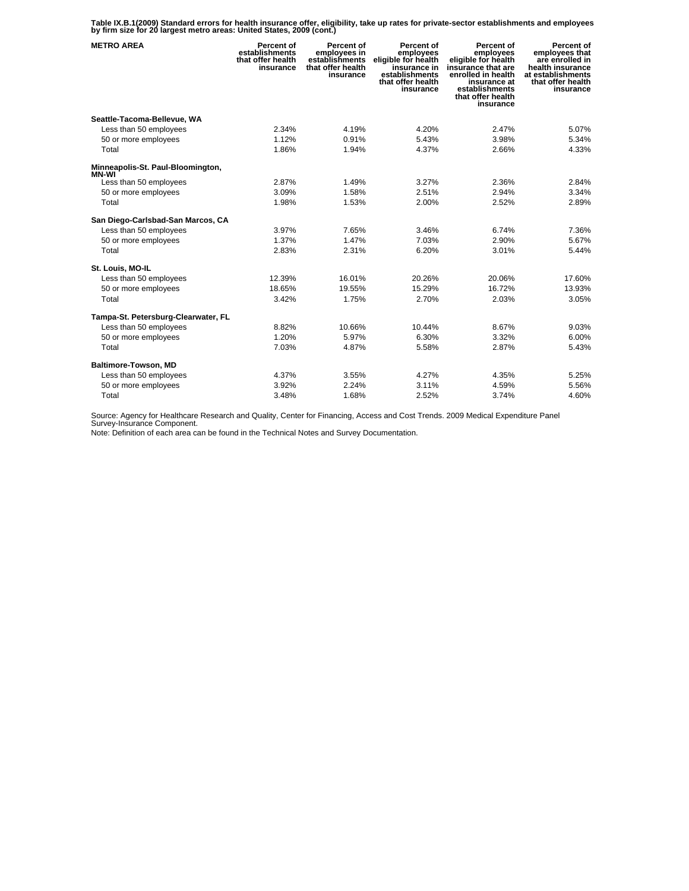**Table IX.B.1(2009) Standard errors for health insurance offer, eligibility, take up rates for private-sector establishments and employees by firm size for 20 largest metro areas: United States, 2009 (cont.)**

| METRO AREA | Percent of establishments that offer health insurance | Percent of employees in establishments that offer health insurance | Percent of employees eligible for health insurance in establishments that offer health insurance | Percent of employees eligible for health insurance that are enrolled in health insurance at establishments that offer health insurance | Percent of employees that are enrolled in health insurance at establishments that offer health insurance |
|---|---|---|---|---|---|
| **Seattle-Tacoma-Bellevue, WA** | | | | | |
| Less than 50 employees | 2.34% | 4.19% | 4.20% | 2.47% | 5.07% |
| 50 or more employees | 1.12% | 0.91% | 5.43% | 3.98% | 5.34% |
| Total | 1.86% | 1.94% | 4.37% | 2.66% | 4.33% |
| **Minneapolis-St. Paul-Bloomington, MN-WI** | | | | | |
| Less than 50 employees | 2.87% | 1.49% | 3.27% | 2.36% | 2.84% |
| 50 or more employees | 3.09% | 1.58% | 2.51% | 2.94% | 3.34% |
| Total | 1.98% | 1.53% | 2.00% | 2.52% | 2.89% |
| **San Diego-Carlsbad-San Marcos, CA** | | | | | |
| Less than 50 employees | 3.97% | 7.65% | 3.46% | 6.74% | 7.36% |
| 50 or more employees | 1.37% | 1.47% | 7.03% | 2.90% | 5.67% |
| Total | 2.83% | 2.31% | 6.20% | 3.01% | 5.44% |
| **St. Louis, MO-IL** | | | | | |
| Less than 50 employees | 12.39% | 16.01% | 20.26% | 20.06% | 17.60% |
| 50 or more employees | 18.65% | 19.55% | 15.29% | 16.72% | 13.93% |
| Total | 3.42% | 1.75% | 2.70% | 2.03% | 3.05% |
| **Tampa-St. Petersburg-Clearwater, FL** | | | | | |
| Less than 50 employees | 8.82% | 10.66% | 10.44% | 8.67% | 9.03% |
| 50 or more employees | 1.20% | 5.97% | 6.30% | 3.32% | 6.00% |
| Total | 7.03% | 4.87% | 5.58% | 2.87% | 5.43% |
| **Baltimore-Towson, MD** | | | | | |
| Less than 50 employees | 4.37% | 3.55% | 4.27% | 4.35% | 5.25% |
| 50 or more employees | 3.92% | 2.24% | 3.11% | 4.59% | 5.56% |
| Total | 3.48% | 1.68% | 2.52% | 3.74% | 4.60% |

Source: Agency for Healthcare Research and Quality, Center for Financing, Access and Cost Trends. 2009 Medical Expenditure Panel Survey-Insurance Component.
Note: Definition of each area can be found in the Technical Notes and Survey Documentation.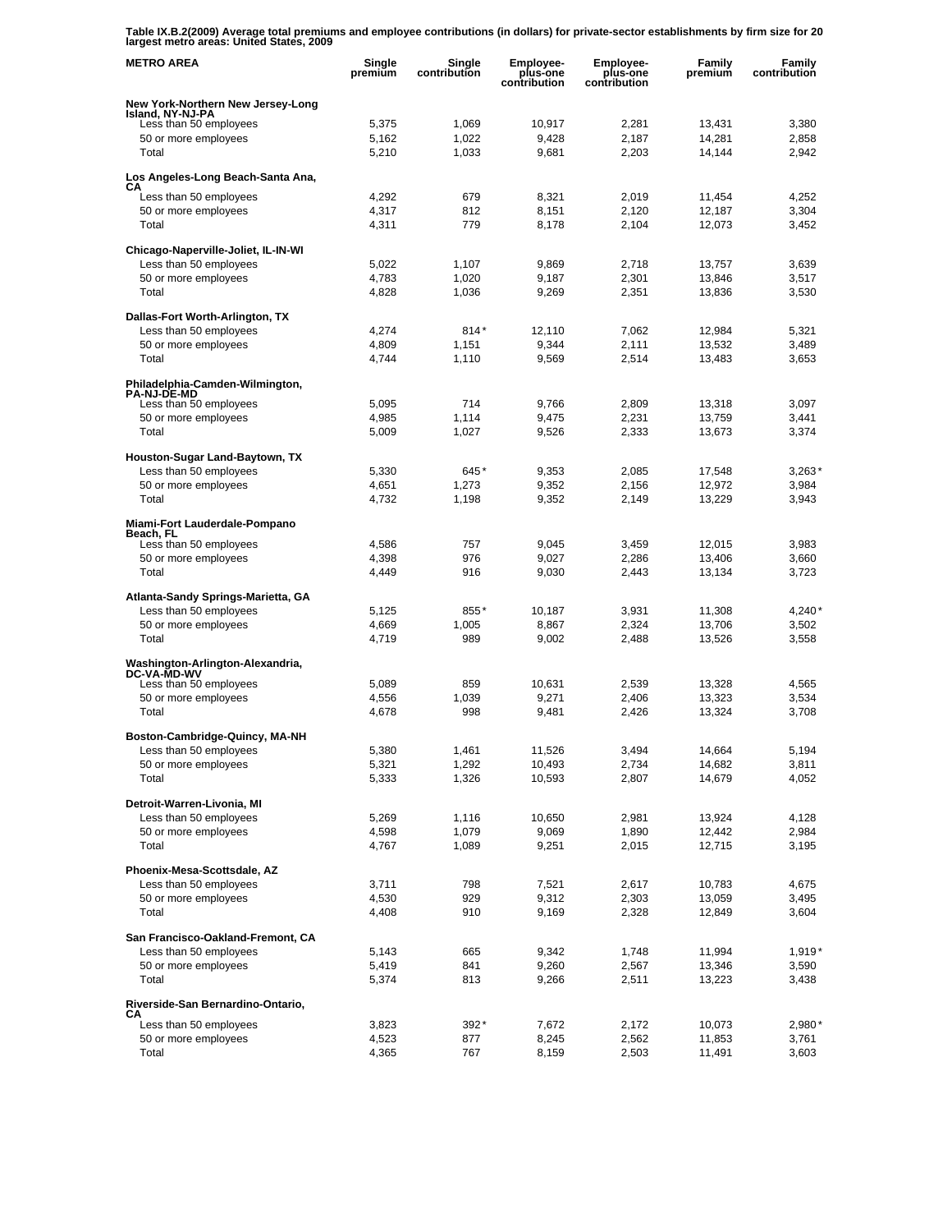**Table IX.B.2(2009) Average total premiums and employee contributions (in dollars) for private-sector establishments by firm size for 20 largest metro areas: United States, 2009**

| METRO AREA | Single premium | Single contribution | Employee-plus-one contribution | Employee-plus-one contribution | Family premium | Family contribution |
|---|---|---|---|---|---|---|
| **New York-Northern New Jersey-Long Island, NY-NJ-PA** | | | | | | |
| Less than 50 employees | 5,375 | 1,069 | 10,917 | 2,281 | 13,431 | 3,380 |
| 50 or more employees | 5,162 | 1,022 | 9,428 | 2,187 | 14,281 | 2,858 |
| Total | 5,210 | 1,033 | 9,681 | 2,203 | 14,144 | 2,942 |
| **Los Angeles-Long Beach-Santa Ana, CA** | | | | | | |
| Less than 50 employees | 4,292 | 679 | 8,321 | 2,019 | 11,454 | 4,252 |
| 50 or more employees | 4,317 | 812 | 8,151 | 2,120 | 12,187 | 3,304 |
| Total | 4,311 | 779 | 8,178 | 2,104 | 12,073 | 3,452 |
| **Chicago-Naperville-Joliet, IL-IN-WI** | | | | | | |
| Less than 50 employees | 5,022 | 1,107 | 9,869 | 2,718 | 13,757 | 3,639 |
| 50 or more employees | 4,783 | 1,020 | 9,187 | 2,301 | 13,846 | 3,517 |
| Total | 4,828 | 1,036 | 9,269 | 2,351 | 13,836 | 3,530 |
| **Dallas-Fort Worth-Arlington, TX** | | | | | | |
| Less than 50 employees | 4,274 | 814* | 12,110 | 7,062 | 12,984 | 5,321 |
| 50 or more employees | 4,809 | 1,151 | 9,344 | 2,111 | 13,532 | 3,489 |
| Total | 4,744 | 1,110 | 9,569 | 2,514 | 13,483 | 3,653 |
| **Philadelphia-Camden-Wilmington, PA-NJ-DE-MD** | | | | | | |
| Less than 50 employees | 5,095 | 714 | 9,766 | 2,809 | 13,318 | 3,097 |
| 50 or more employees | 4,985 | 1,114 | 9,475 | 2,231 | 13,759 | 3,441 |
| Total | 5,009 | 1,027 | 9,526 | 2,333 | 13,673 | 3,374 |
| **Houston-Sugar Land-Baytown, TX** | | | | | | |
| Less than 50 employees | 5,330 | 645* | 9,353 | 2,085 | 17,548 | 3,263* |
| 50 or more employees | 4,651 | 1,273 | 9,352 | 2,156 | 12,972 | 3,984 |
| Total | 4,732 | 1,198 | 9,352 | 2,149 | 13,229 | 3,943 |
| **Miami-Fort Lauderdale-Pompano Beach, FL** | | | | | | |
| Less than 50 employees | 4,586 | 757 | 9,045 | 3,459 | 12,015 | 3,983 |
| 50 or more employees | 4,398 | 976 | 9,027 | 2,286 | 13,406 | 3,660 |
| Total | 4,449 | 916 | 9,030 | 2,443 | 13,134 | 3,723 |
| **Atlanta-Sandy Springs-Marietta, GA** | | | | | | |
| Less than 50 employees | 5,125 | 855* | 10,187 | 3,931 | 11,308 | 4,240* |
| 50 or more employees | 4,669 | 1,005 | 8,867 | 2,324 | 13,706 | 3,502 |
| Total | 4,719 | 989 | 9,002 | 2,488 | 13,526 | 3,558 |
| **Washington-Arlington-Alexandria, DC-VA-MD-WV** | | | | | | |
| Less than 50 employees | 5,089 | 859 | 10,631 | 2,539 | 13,328 | 4,565 |
| 50 or more employees | 4,556 | 1,039 | 9,271 | 2,406 | 13,323 | 3,534 |
| Total | 4,678 | 998 | 9,481 | 2,426 | 13,324 | 3,708 |
| **Boston-Cambridge-Quincy, MA-NH** | | | | | | |
| Less than 50 employees | 5,380 | 1,461 | 11,526 | 3,494 | 14,664 | 5,194 |
| 50 or more employees | 5,321 | 1,292 | 10,493 | 2,734 | 14,682 | 3,811 |
| Total | 5,333 | 1,326 | 10,593 | 2,807 | 14,679 | 4,052 |
| **Detroit-Warren-Livonia, MI** | | | | | | |
| Less than 50 employees | 5,269 | 1,116 | 10,650 | 2,981 | 13,924 | 4,128 |
| 50 or more employees | 4,598 | 1,079 | 9,069 | 1,890 | 12,442 | 2,984 |
| Total | 4,767 | 1,089 | 9,251 | 2,015 | 12,715 | 3,195 |
| **Phoenix-Mesa-Scottsdale, AZ** | | | | | | |
| Less than 50 employees | 3,711 | 798 | 7,521 | 2,617 | 10,783 | 4,675 |
| 50 or more employees | 4,530 | 929 | 9,312 | 2,303 | 13,059 | 3,495 |
| Total | 4,408 | 910 | 9,169 | 2,328 | 12,849 | 3,604 |
| **San Francisco-Oakland-Fremont, CA** | | | | | | |
| Less than 50 employees | 5,143 | 665 | 9,342 | 1,748 | 11,994 | 1,919* |
| 50 or more employees | 5,419 | 841 | 9,260 | 2,567 | 13,346 | 3,590 |
| Total | 5,374 | 813 | 9,266 | 2,511 | 13,223 | 3,438 |
| **Riverside-San Bernardino-Ontario, CA** | | | | | | |
| Less than 50 employees | 3,823 | 392* | 7,672 | 2,172 | 10,073 | 2,980* |
| 50 or more employees | 4,523 | 877 | 8,245 | 2,562 | 11,853 | 3,761 |
| Total | 4,365 | 767 | 8,159 | 2,503 | 11,491 | 3,603 |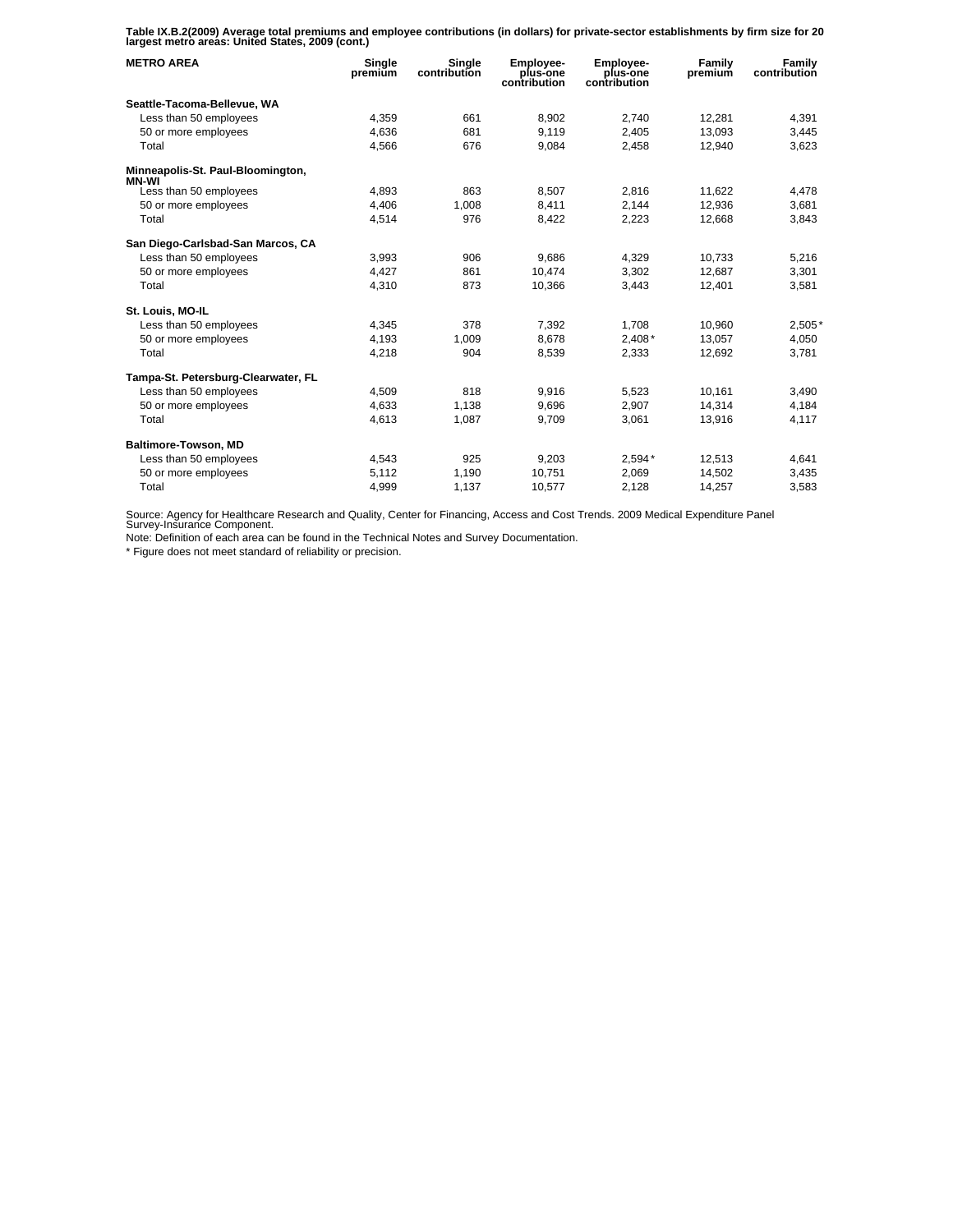**Table IX.B.2(2009) Average total premiums and employee contributions (in dollars) for private-sector establishments by firm size for 20 largest metro areas: United States, 2009 (cont.)**

| METRO AREA | Single premium | Single contribution | Employee-plus-one contribution | Employee-plus-one contribution | Family premium | Family contribution |
|---|---|---|---|---|---|---|
| **Seattle-Tacoma-Bellevue, WA** | | | | | | |
| Less than 50 employees | 4,359 | 661 | 8,902 | 2,740 | 12,281 | 4,391 |
| 50 or more employees | 4,636 | 681 | 9,119 | 2,405 | 13,093 | 3,445 |
| Total | 4,566 | 676 | 9,084 | 2,458 | 12,940 | 3,623 |
| **Minneapolis-St. Paul-Bloomington, MN-WI** | | | | | | |
| Less than 50 employees | 4,893 | 863 | 8,507 | 2,816 | 11,622 | 4,478 |
| 50 or more employees | 4,406 | 1,008 | 8,411 | 2,144 | 12,936 | 3,681 |
| Total | 4,514 | 976 | 8,422 | 2,223 | 12,668 | 3,843 |
| **San Diego-Carlsbad-San Marcos, CA** | | | | | | |
| Less than 50 employees | 3,993 | 906 | 9,686 | 4,329 | 10,733 | 5,216 |
| 50 or more employees | 4,427 | 861 | 10,474 | 3,302 | 12,687 | 3,301 |
| Total | 4,310 | 873 | 10,366 | 3,443 | 12,401 | 3,581 |
| **St. Louis, MO-IL** | | | | | | |
| Less than 50 employees | 4,345 | 378 | 7,392 | 1,708 | 10,960 | 2,505* |
| 50 or more employees | 4,193 | 1,009 | 8,678 | 2,408* | 13,057 | 4,050 |
| Total | 4,218 | 904 | 8,539 | 2,333 | 12,692 | 3,781 |
| **Tampa-St. Petersburg-Clearwater, FL** | | | | | | |
| Less than 50 employees | 4,509 | 818 | 9,916 | 5,523 | 10,161 | 3,490 |
| 50 or more employees | 4,633 | 1,138 | 9,696 | 2,907 | 14,314 | 4,184 |
| Total | 4,613 | 1,087 | 9,709 | 3,061 | 13,916 | 4,117 |
| **Baltimore-Towson, MD** | | | | | | |
| Less than 50 employees | 4,543 | 925 | 9,203 | 2,594* | 12,513 | 4,641 |
| 50 or more employees | 5,112 | 1,190 | 10,751 | 2,069 | 14,502 | 3,435 |
| Total | 4,999 | 1,137 | 10,577 | 2,128 | 14,257 | 3,583 |

Source: Agency for Healthcare Research and Quality, Center for Financing, Access and Cost Trends. 2009 Medical Expenditure Panel Survey-Insurance Component.

Note: Definition of each area can be found in the Technical Notes and Survey Documentation.

* Figure does not meet standard of reliability or precision.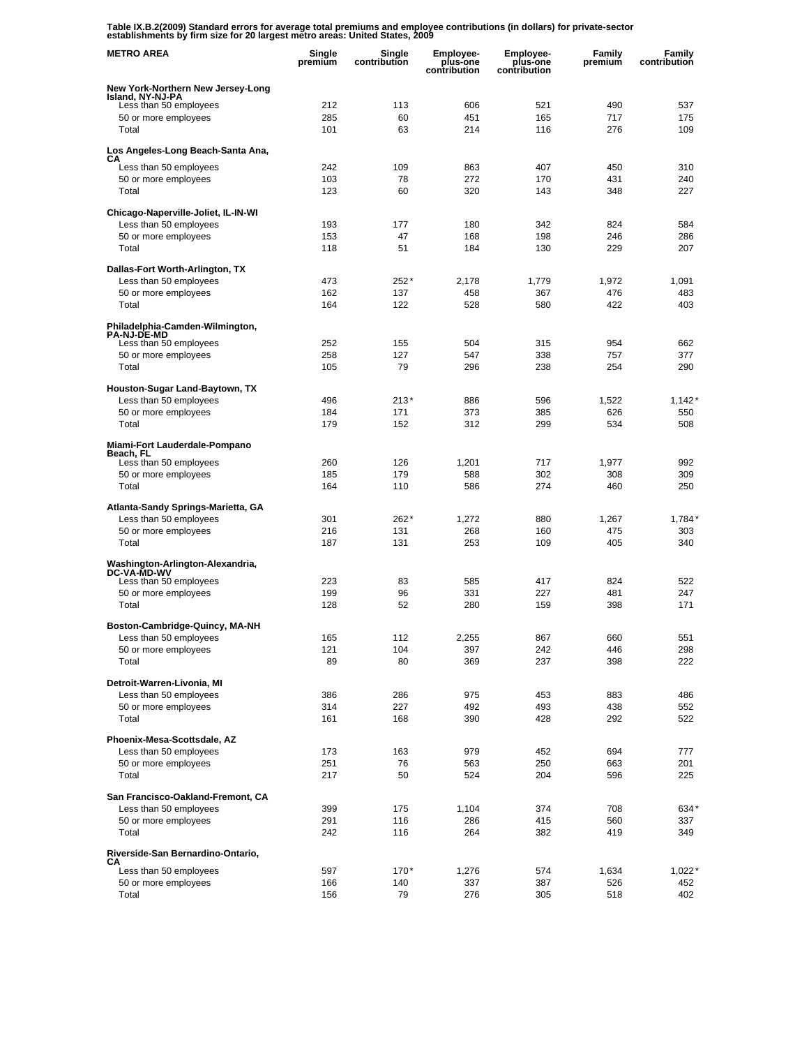**Table IX.B.2(2009) Standard errors for average total premiums and employee contributions (in dollars) for private-sector establishments by firm size for 20 largest metro areas: United States, 2009**

| METRO AREA | Single premium | Single contribution | Employee-plus-one contribution | Employee-plus-one contribution | Family premium | Family contribution |
|---|---|---|---|---|---|---|
| **New York-Northern New Jersey-Long Island, NY-NJ-PA** | | | | | | |
| Less than 50 employees | 212 | 113 | 606 | 521 | 490 | 537 |
| 50 or more employees | 285 | 60 | 451 | 165 | 717 | 175 |
| Total | 101 | 63 | 214 | 116 | 276 | 109 |
| **Los Angeles-Long Beach-Santa Ana, CA** | | | | | | |
| Less than 50 employees | 242 | 109 | 863 | 407 | 450 | 310 |
| 50 or more employees | 103 | 78 | 272 | 170 | 431 | 240 |
| Total | 123 | 60 | 320 | 143 | 348 | 227 |
| **Chicago-Naperville-Joliet, IL-IN-WI** | | | | | | |
| Less than 50 employees | 193 | 177 | 180 | 342 | 824 | 584 |
| 50 or more employees | 153 | 47 | 168 | 198 | 246 | 286 |
| Total | 118 | 51 | 184 | 130 | 229 | 207 |
| **Dallas-Fort Worth-Arlington, TX** | | | | | | |
| Less than 50 employees | 473 | 252* | 2,178 | 1,779 | 1,972 | 1,091 |
| 50 or more employees | 162 | 137 | 458 | 367 | 476 | 483 |
| Total | 164 | 122 | 528 | 580 | 422 | 403 |
| **Philadelphia-Camden-Wilmington, PA-NJ-DE-MD** | | | | | | |
| Less than 50 employees | 252 | 155 | 504 | 315 | 954 | 662 |
| 50 or more employees | 258 | 127 | 547 | 338 | 757 | 377 |
| Total | 105 | 79 | 296 | 238 | 254 | 290 |
| **Houston-Sugar Land-Baytown, TX** | | | | | | |
| Less than 50 employees | 496 | 213* | 886 | 596 | 1,522 | 1,142* |
| 50 or more employees | 184 | 171 | 373 | 385 | 626 | 550 |
| Total | 179 | 152 | 312 | 299 | 534 | 508 |
| **Miami-Fort Lauderdale-Pompano Beach, FL** | | | | | | |
| Less than 50 employees | 260 | 126 | 1,201 | 717 | 1,977 | 992 |
| 50 or more employees | 185 | 179 | 588 | 302 | 308 | 309 |
| Total | 164 | 110 | 586 | 274 | 460 | 250 |
| **Atlanta-Sandy Springs-Marietta, GA** | | | | | | |
| Less than 50 employees | 301 | 262* | 1,272 | 880 | 1,267 | 1,784* |
| 50 or more employees | 216 | 131 | 268 | 160 | 475 | 303 |
| Total | 187 | 131 | 253 | 109 | 405 | 340 |
| **Washington-Arlington-Alexandria, DC-VA-MD-WV** | | | | | | |
| Less than 50 employees | 223 | 83 | 585 | 417 | 824 | 522 |
| 50 or more employees | 199 | 96 | 331 | 227 | 481 | 247 |
| Total | 128 | 52 | 280 | 159 | 398 | 171 |
| **Boston-Cambridge-Quincy, MA-NH** | | | | | | |
| Less than 50 employees | 165 | 112 | 2,255 | 867 | 660 | 551 |
| 50 or more employees | 121 | 104 | 397 | 242 | 446 | 298 |
| Total | 89 | 80 | 369 | 237 | 398 | 222 |
| **Detroit-Warren-Livonia, MI** | | | | | | |
| Less than 50 employees | 386 | 286 | 975 | 453 | 883 | 486 |
| 50 or more employees | 314 | 227 | 492 | 493 | 438 | 552 |
| Total | 161 | 168 | 390 | 428 | 292 | 522 |
| **Phoenix-Mesa-Scottsdale, AZ** | | | | | | |
| Less than 50 employees | 173 | 163 | 979 | 452 | 694 | 777 |
| 50 or more employees | 251 | 76 | 563 | 250 | 663 | 201 |
| Total | 217 | 50 | 524 | 204 | 596 | 225 |
| **San Francisco-Oakland-Fremont, CA** | | | | | | |
| Less than 50 employees | 399 | 175 | 1,104 | 374 | 708 | 634* |
| 50 or more employees | 291 | 116 | 286 | 415 | 560 | 337 |
| Total | 242 | 116 | 264 | 382 | 419 | 349 |
| **Riverside-San Bernardino-Ontario, CA** | | | | | | |
| Less than 50 employees | 597 | 170* | 1,276 | 574 | 1,634 | 1,022* |
| 50 or more employees | 166 | 140 | 337 | 387 | 526 | 452 |
| Total | 156 | 79 | 276 | 305 | 518 | 402 |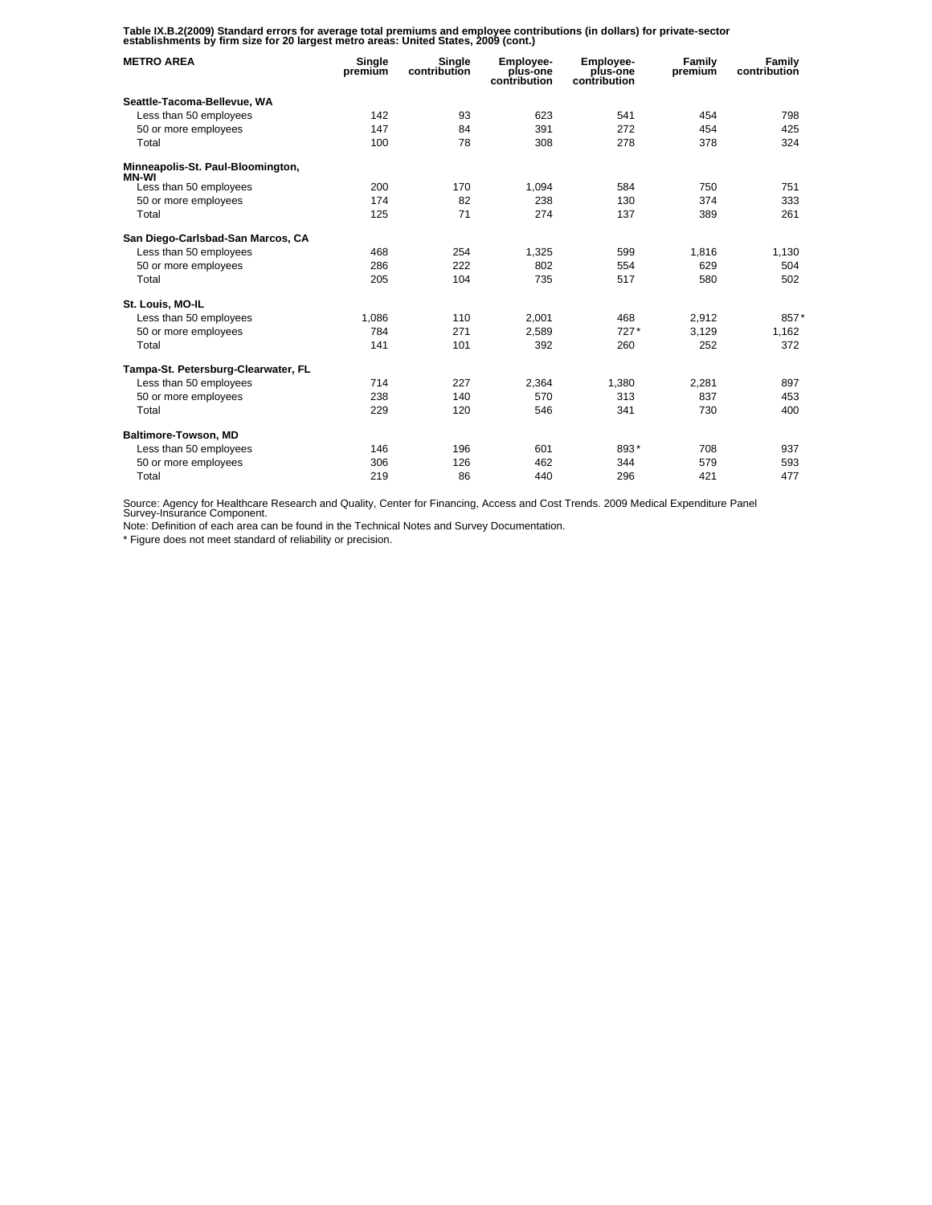**Table IX.B.2(2009) Standard errors for average total premiums and employee contributions (in dollars) for private-sector establishments by firm size for 20 largest metro areas: United States, 2009 (cont.)**

| METRO AREA | Single premium | Single contribution | Employee-plus-one contribution | Employee-plus-one contribution | Family premium | Family contribution |
|---|---|---|---|---|---|---|
| **Seattle-Tacoma-Bellevue, WA** | | | | | | |
| Less than 50 employees | 142 | 93 | 623 | 541 | 454 | 798 |
| 50 or more employees | 147 | 84 | 391 | 272 | 454 | 425 |
| Total | 100 | 78 | 308 | 278 | 378 | 324 |
| **Minneapolis-St. Paul-Bloomington, MN-WI** | | | | | | |
| Less than 50 employees | 200 | 170 | 1,094 | 584 | 750 | 751 |
| 50 or more employees | 174 | 82 | 238 | 130 | 374 | 333 |
| Total | 125 | 71 | 274 | 137 | 389 | 261 |
| **San Diego-Carlsbad-San Marcos, CA** | | | | | | |
| Less than 50 employees | 468 | 254 | 1,325 | 599 | 1,816 | 1,130 |
| 50 or more employees | 286 | 222 | 802 | 554 | 629 | 504 |
| Total | 205 | 104 | 735 | 517 | 580 | 502 |
| **St. Louis, MO-IL** | | | | | | |
| Less than 50 employees | 1,086 | 110 | 2,001 | 468 | 2,912 | 857* |
| 50 or more employees | 784 | 271 | 2,589 | 727* | 3,129 | 1,162 |
| Total | 141 | 101 | 392 | 260 | 252 | 372 |
| **Tampa-St. Petersburg-Clearwater, FL** | | | | | | |
| Less than 50 employees | 714 | 227 | 2,364 | 1,380 | 2,281 | 897 |
| 50 or more employees | 238 | 140 | 570 | 313 | 837 | 453 |
| Total | 229 | 120 | 546 | 341 | 730 | 400 |
| **Baltimore-Towson, MD** | | | | | | |
| Less than 50 employees | 146 | 196 | 601 | 893* | 708 | 937 |
| 50 or more employees | 306 | 126 | 462 | 344 | 579 | 593 |
| Total | 219 | 86 | 440 | 296 | 421 | 477 |

Source: Agency for Healthcare Research and Quality, Center for Financing, Access and Cost Trends. 2009 Medical Expenditure Panel Survey-Insurance Component.

Note: Definition of each area can be found in the Technical Notes and Survey Documentation.

* Figure does not meet standard of reliability or precision.